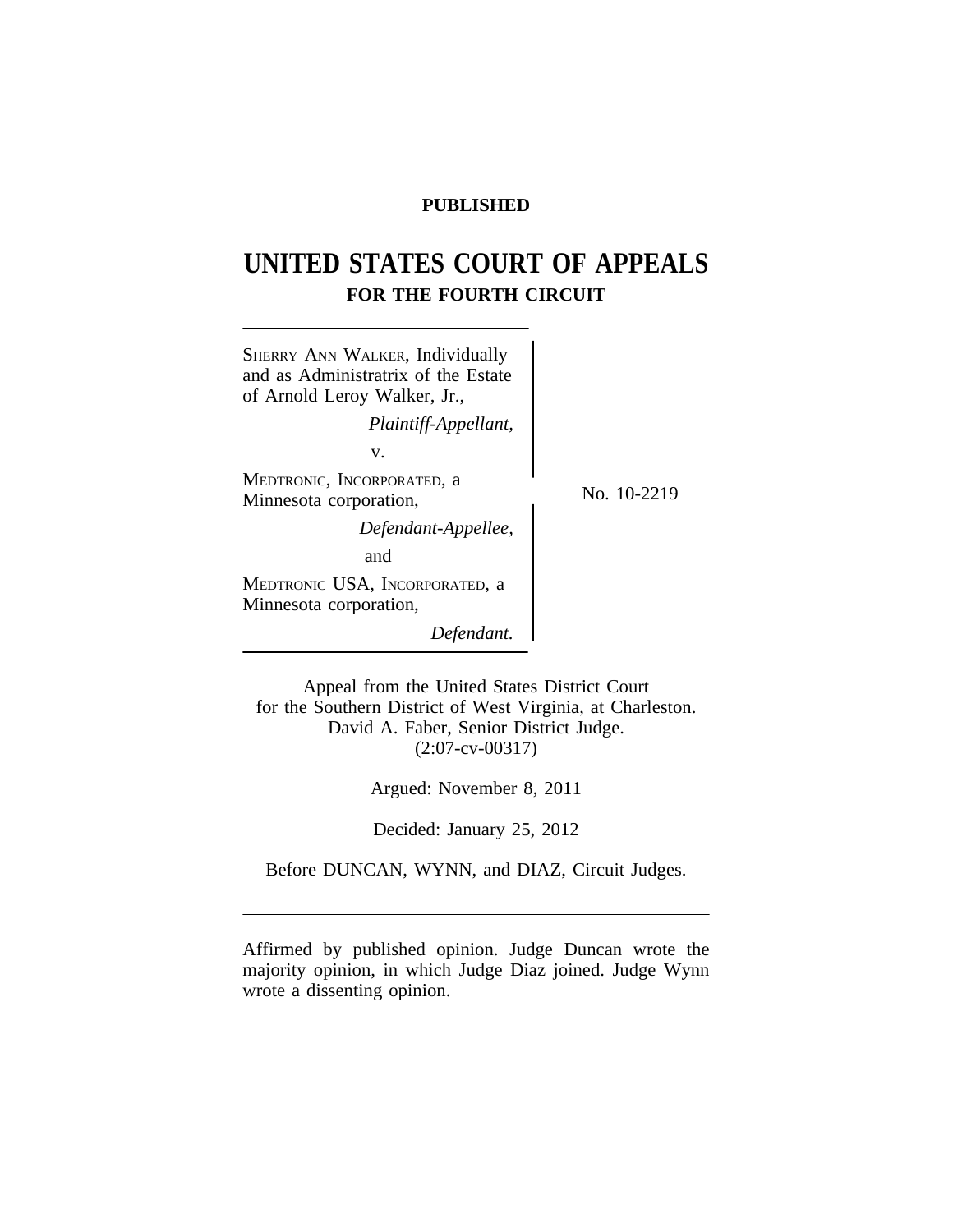**PUBLISHED**

# UNITED STATES COURT OF APPEALS

## FOR THE FOURTH CIRCUIT

SHERRY ANN WALKER, Individually and as Administratrix of the Estate of Arnold Leroy Walker, Jr.,

*Plaintiff-Appellant,*

v.

MEDTRONIC, INCORPORATED, a Minnesota corporation,

*Defendant-Appellee,*

and

MEDTRONIC USA, INCORPORATED, a Minnesota corporation,

*Defendant.*

No. 10-2219

Appeal from the United States District Court
for the Southern District of West Virginia, at Charleston.
David A. Faber, Senior District Judge.
(2:07-cv-00317)

Argued: November 8, 2011

Decided: January 25, 2012

Before DUNCAN, WYNN, and DIAZ, Circuit Judges.

---

Affirmed by published opinion. Judge Duncan wrote the majority opinion, in which Judge Diaz joined. Judge Wynn wrote a dissenting opinion.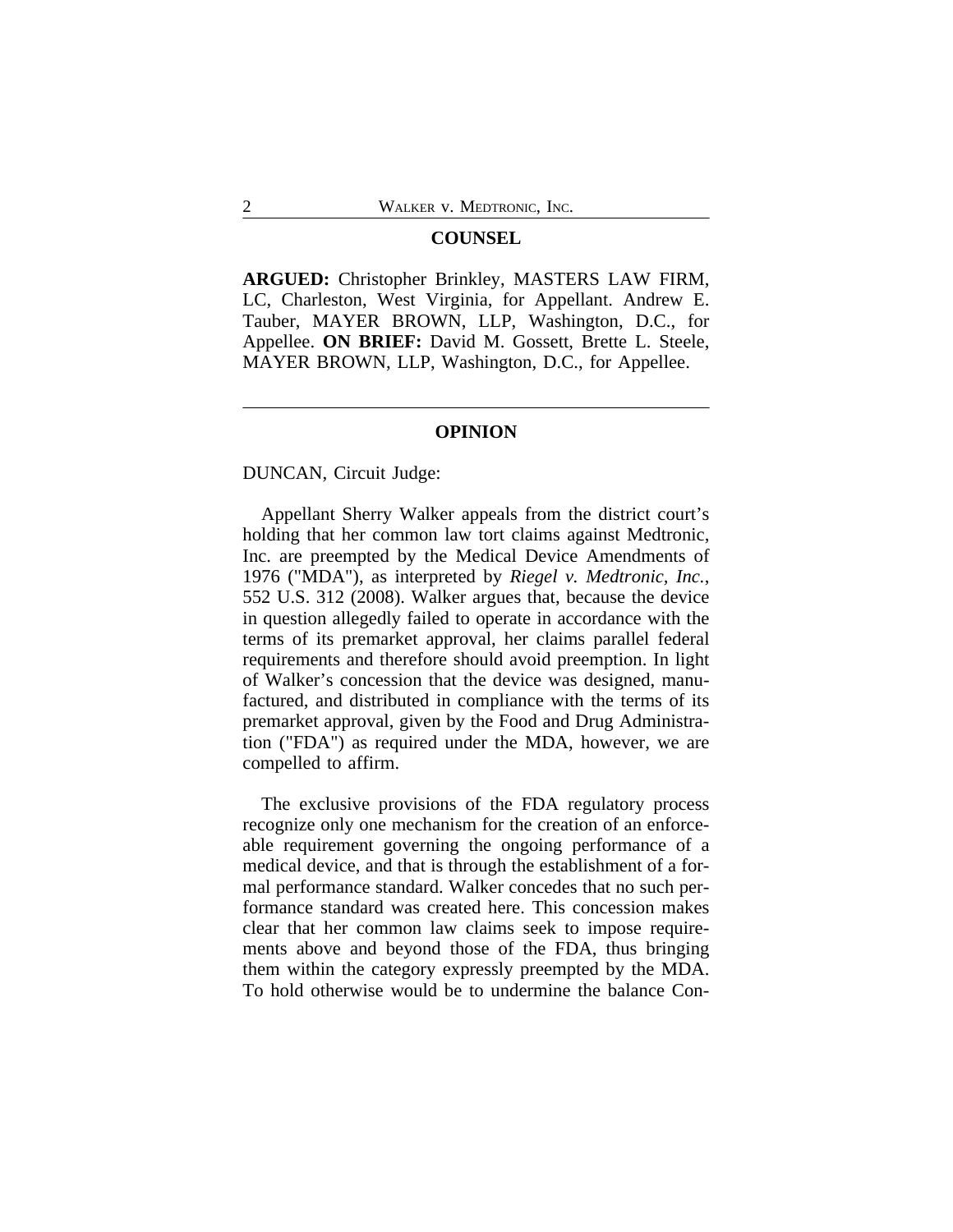## COUNSEL

**ARGUED:** Christopher Brinkley, MASTERS LAW FIRM, LC, Charleston, West Virginia, for Appellant. Andrew E. Tauber, MAYER BROWN, LLP, Washington, D.C., for Appellee. **ON BRIEF:** David M. Gossett, Brette L. Steele, MAYER BROWN, LLP, Washington, D.C., for Appellee.

---

## OPINION

DUNCAN, Circuit Judge:

Appellant Sherry Walker appeals from the district court's holding that her common law tort claims against Medtronic, Inc. are preempted by the Medical Device Amendments of 1976 ("MDA"), as interpreted by *Riegel v. Medtronic, Inc.*, 552 U.S. 312 (2008). Walker argues that, because the device in question allegedly failed to operate in accordance with the terms of its premarket approval, her claims parallel federal requirements and therefore should avoid preemption. In light of Walker's concession that the device was designed, manufactured, and distributed in compliance with the terms of its premarket approval, given by the Food and Drug Administration ("FDA") as required under the MDA, however, we are compelled to affirm.

The exclusive provisions of the FDA regulatory process recognize only one mechanism for the creation of an enforceable requirement governing the ongoing performance of a medical device, and that is through the establishment of a formal performance standard. Walker concedes that no such performance standard was created here. This concession makes clear that her common law claims seek to impose requirements above and beyond those of the FDA, thus bringing them within the category expressly preempted by the MDA. To hold otherwise would be to undermine the balance Con-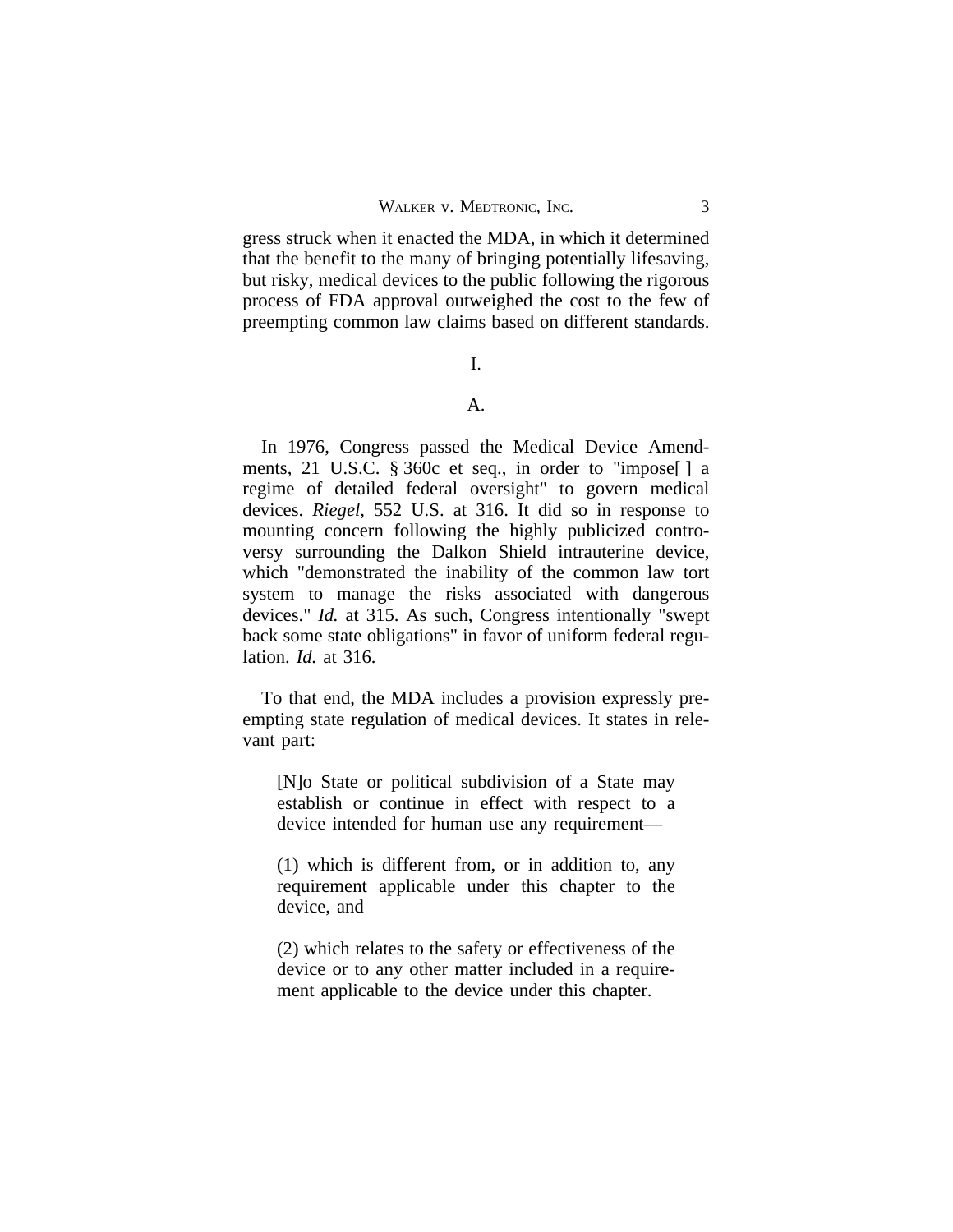gress struck when it enacted the MDA, in which it determined that the benefit to the many of bringing potentially lifesaving, but risky, medical devices to the public following the rigorous process of FDA approval outweighed the cost to the few of preempting common law claims based on different standards.

## I.

### A.

In 1976, Congress passed the Medical Device Amendments, 21 U.S.C. § 360c et seq., in order to "impose[ ] a regime of detailed federal oversight" to govern medical devices. *Riegel*, 552 U.S. at 316. It did so in response to mounting concern following the highly publicized controversy surrounding the Dalkon Shield intrauterine device, which "demonstrated the inability of the common law tort system to manage the risks associated with dangerous devices." *Id.* at 315. As such, Congress intentionally "swept back some state obligations" in favor of uniform federal regulation. *Id.* at 316.

To that end, the MDA includes a provision expressly preempting state regulation of medical devices. It states in relevant part:

> [N]o State or political subdivision of a State may establish or continue in effect with respect to a device intended for human use any requirement—
>
> (1) which is different from, or in addition to, any requirement applicable under this chapter to the device, and
>
> (2) which relates to the safety or effectiveness of the device or to any other matter included in a requirement applicable to the device under this chapter.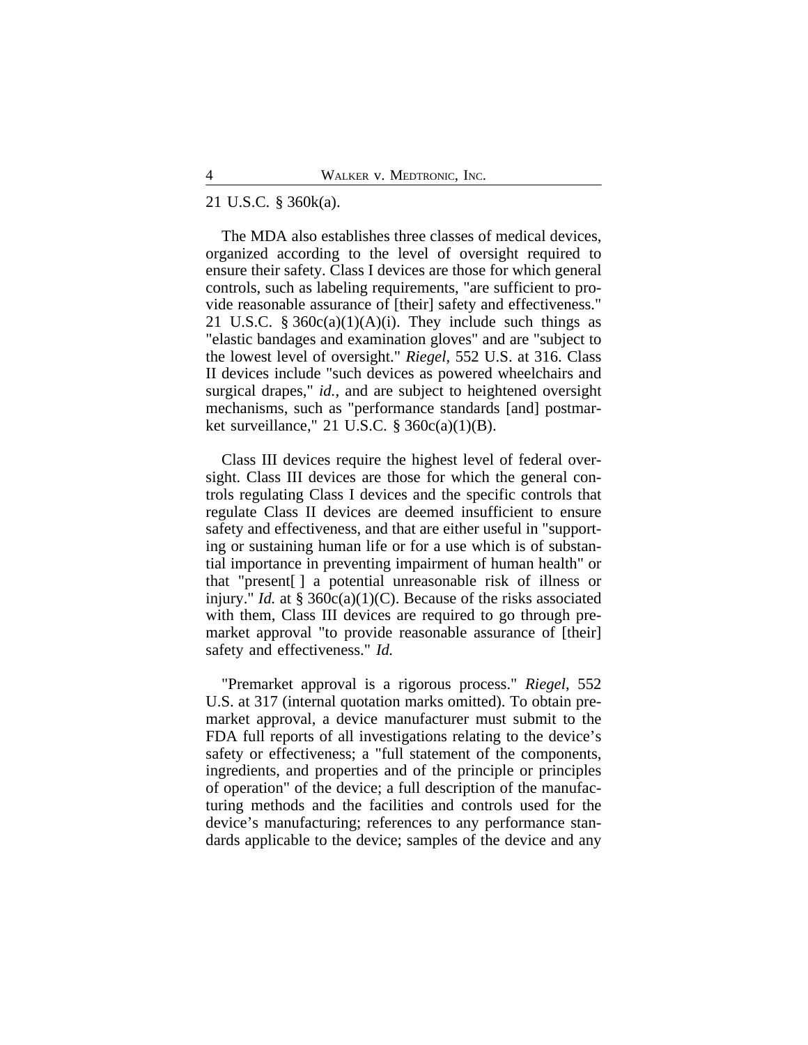21 U.S.C. § 360k(a).

The MDA also establishes three classes of medical devices, organized according to the level of oversight required to ensure their safety. Class I devices are those for which general controls, such as labeling requirements, "are sufficient to provide reasonable assurance of [their] safety and effectiveness." 21 U.S.C. § 360c(a)(1)(A)(i). They include such things as "elastic bandages and examination gloves" and are "subject to the lowest level of oversight." *Riegel*, 552 U.S. at 316. Class II devices include "such devices as powered wheelchairs and surgical drapes," *id.*, and are subject to heightened oversight mechanisms, such as "performance standards [and] postmarket surveillance," 21 U.S.C. § 360c(a)(1)(B).

Class III devices require the highest level of federal oversight. Class III devices are those for which the general controls regulating Class I devices and the specific controls that regulate Class II devices are deemed insufficient to ensure safety and effectiveness, and that are either useful in "supporting or sustaining human life or for a use which is of substantial importance in preventing impairment of human health" or that "present[ ] a potential unreasonable risk of illness or injury." *Id.* at § 360c(a)(1)(C). Because of the risks associated with them, Class III devices are required to go through premarket approval "to provide reasonable assurance of [their] safety and effectiveness." *Id.*

"Premarket approval is a rigorous process." *Riegel*, 552 U.S. at 317 (internal quotation marks omitted). To obtain premarket approval, a device manufacturer must submit to the FDA full reports of all investigations relating to the device's safety or effectiveness; a "full statement of the components, ingredients, and properties and of the principle or principles of operation" of the device; a full description of the manufacturing methods and the facilities and controls used for the device's manufacturing; references to any performance standards applicable to the device; samples of the device and any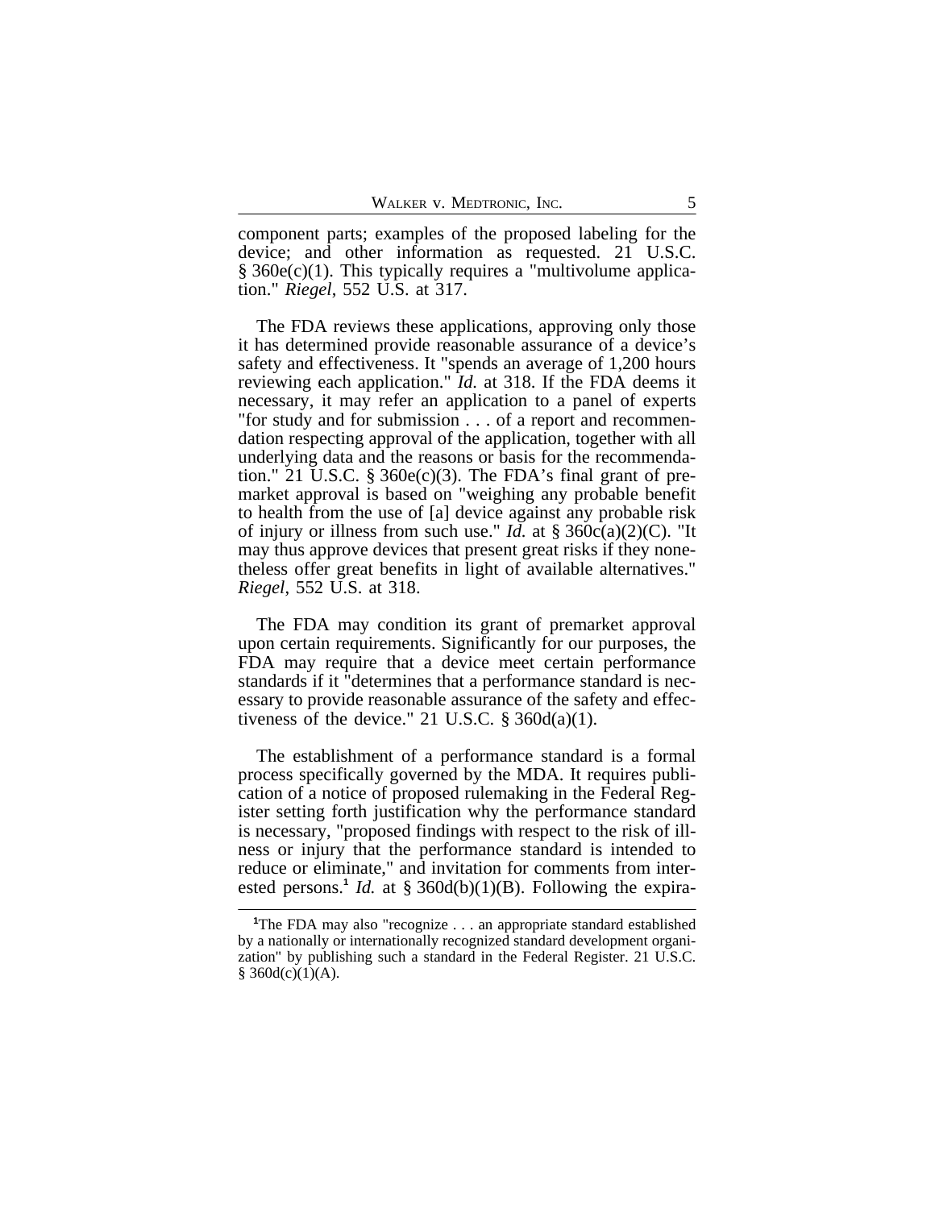component parts; examples of the proposed labeling for the device; and other information as requested. 21 U.S.C. § 360e(c)(1). This typically requires a "multivolume application." *Riegel*, 552 U.S. at 317.

The FDA reviews these applications, approving only those it has determined provide reasonable assurance of a device's safety and effectiveness. It "spends an average of 1,200 hours reviewing each application." *Id.* at 318. If the FDA deems it necessary, it may refer an application to a panel of experts "for study and for submission . . . of a report and recommendation respecting approval of the application, together with all underlying data and the reasons or basis for the recommendation." 21 U.S.C. § 360e(c)(3). The FDA's final grant of premarket approval is based on "weighing any probable benefit to health from the use of [a] device against any probable risk of injury or illness from such use." *Id.* at § 360c(a)(2)(C). "It may thus approve devices that present great risks if they nonetheless offer great benefits in light of available alternatives." *Riegel*, 552 U.S. at 318.

The FDA may condition its grant of premarket approval upon certain requirements. Significantly for our purposes, the FDA may require that a device meet certain performance standards if it "determines that a performance standard is necessary to provide reasonable assurance of the safety and effectiveness of the device." 21 U.S.C. § 360d(a)(1).

The establishment of a performance standard is a formal process specifically governed by the MDA. It requires publication of a notice of proposed rulemaking in the Federal Register setting forth justification why the performance standard is necessary, "proposed findings with respect to the risk of illness or injury that the performance standard is intended to reduce or eliminate," and invitation for comments from interested persons.[1] *Id.* at § 360d(b)(1)(B). Following the expira-

[1]The FDA may also "recognize . . . an appropriate standard established by a nationally or internationally recognized standard development organization" by publishing such a standard in the Federal Register. 21 U.S.C. § 360d(c)(1)(A).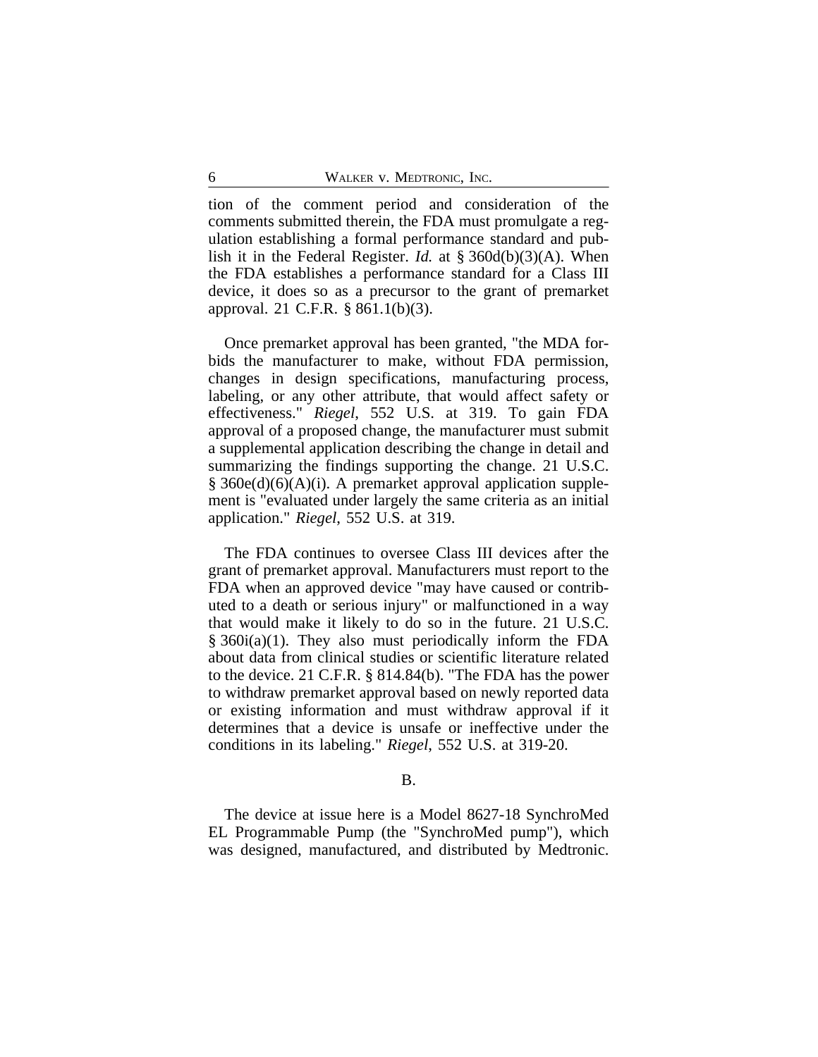tion of the comment period and consideration of the comments submitted therein, the FDA must promulgate a regulation establishing a formal performance standard and publish it in the Federal Register. *Id.* at § 360d(b)(3)(A). When the FDA establishes a performance standard for a Class III device, it does so as a precursor to the grant of premarket approval. 21 C.F.R. § 861.1(b)(3).

Once premarket approval has been granted, "the MDA forbids the manufacturer to make, without FDA permission, changes in design specifications, manufacturing process, labeling, or any other attribute, that would affect safety or effectiveness." *Riegel*, 552 U.S. at 319. To gain FDA approval of a proposed change, the manufacturer must submit a supplemental application describing the change in detail and summarizing the findings supporting the change. 21 U.S.C. § 360e(d)(6)(A)(i). A premarket approval application supplement is "evaluated under largely the same criteria as an initial application." *Riegel*, 552 U.S. at 319.

The FDA continues to oversee Class III devices after the grant of premarket approval. Manufacturers must report to the FDA when an approved device "may have caused or contributed to a death or serious injury" or malfunctioned in a way that would make it likely to do so in the future. 21 U.S.C. § 360i(a)(1). They also must periodically inform the FDA about data from clinical studies or scientific literature related to the device. 21 C.F.R. § 814.84(b). "The FDA has the power to withdraw premarket approval based on newly reported data or existing information and must withdraw approval if it determines that a device is unsafe or ineffective under the conditions in its labeling." *Riegel*, 552 U.S. at 319-20.

B.

The device at issue here is a Model 8627-18 SynchroMed EL Programmable Pump (the "SynchroMed pump"), which was designed, manufactured, and distributed by Medtronic.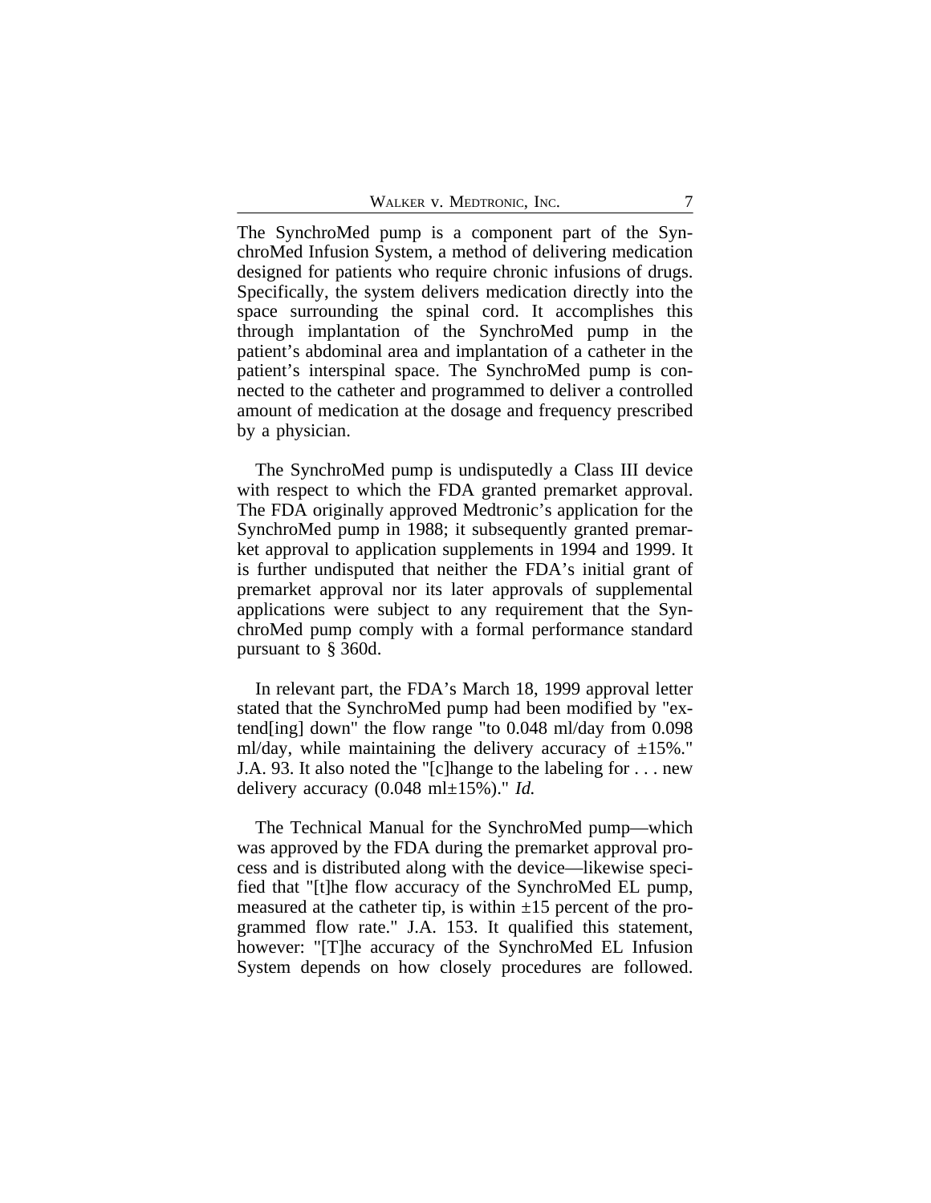The SynchroMed pump is a component part of the SynchroMed Infusion System, a method of delivering medication designed for patients who require chronic infusions of drugs. Specifically, the system delivers medication directly into the space surrounding the spinal cord. It accomplishes this through implantation of the SynchroMed pump in the patient's abdominal area and implantation of a catheter in the patient's interspinal space. The SynchroMed pump is connected to the catheter and programmed to deliver a controlled amount of medication at the dosage and frequency prescribed by a physician.

The SynchroMed pump is undisputedly a Class III device with respect to which the FDA granted premarket approval. The FDA originally approved Medtronic's application for the SynchroMed pump in 1988; it subsequently granted premarket approval to application supplements in 1994 and 1999. It is further undisputed that neither the FDA's initial grant of premarket approval nor its later approvals of supplemental applications were subject to any requirement that the SynchroMed pump comply with a formal performance standard pursuant to § 360d.

In relevant part, the FDA's March 18, 1999 approval letter stated that the SynchroMed pump had been modified by "extend[ing] down" the flow range "to 0.048 ml/day from 0.098 ml/day, while maintaining the delivery accuracy of ±15%." J.A. 93. It also noted the "[c]hange to the labeling for . . . new delivery accuracy (0.048 ml±15%)." *Id.*

The Technical Manual for the SynchroMed pump—which was approved by the FDA during the premarket approval process and is distributed along with the device—likewise specified that "[t]he flow accuracy of the SynchroMed EL pump, measured at the catheter tip, is within ±15 percent of the programmed flow rate." J.A. 153. It qualified this statement, however: "[T]he accuracy of the SynchroMed EL Infusion System depends on how closely procedures are followed.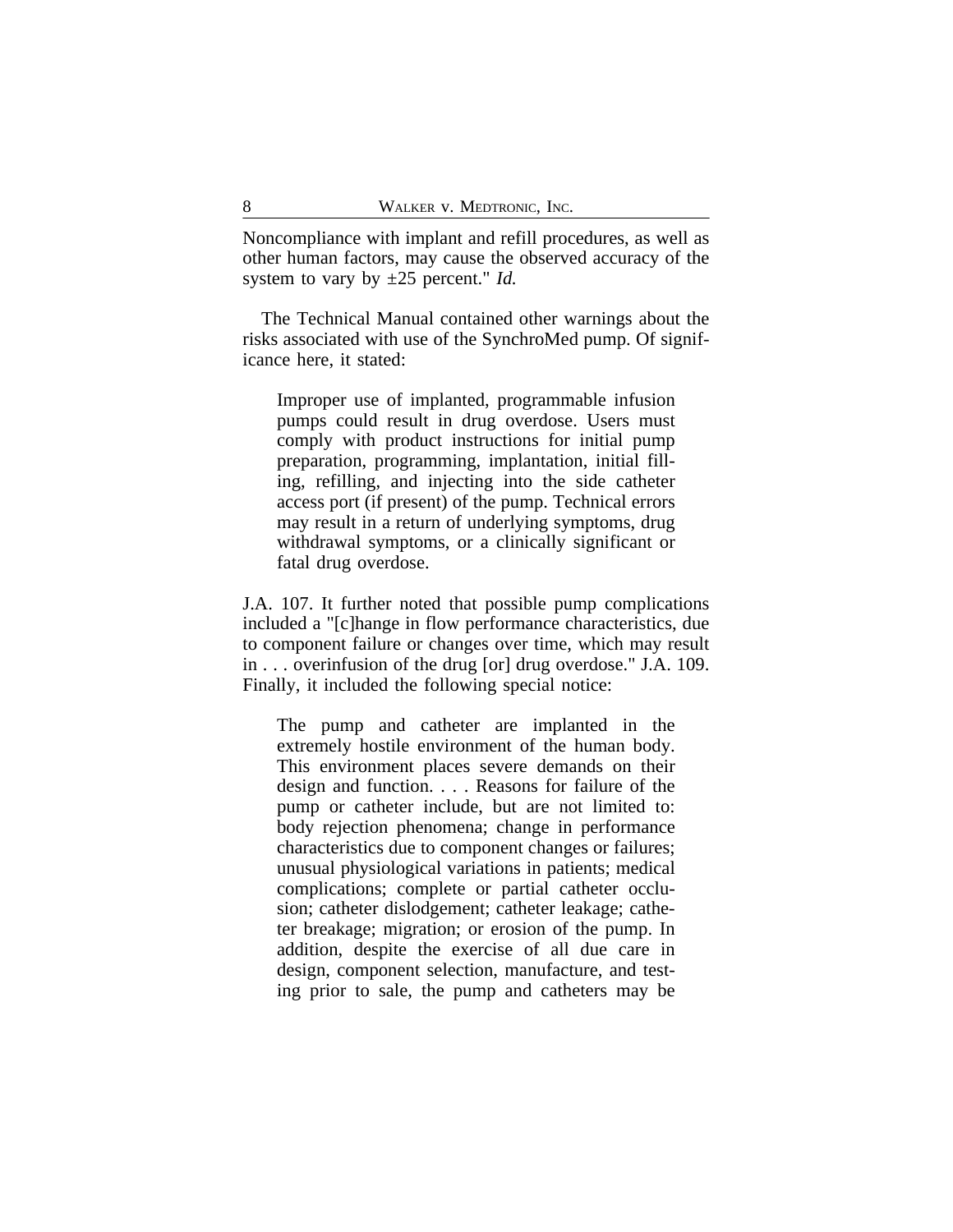Noncompliance with implant and refill procedures, as well as other human factors, may cause the observed accuracy of the system to vary by ±25 percent." *Id.*

The Technical Manual contained other warnings about the risks associated with use of the SynchroMed pump. Of significance here, it stated:

> Improper use of implanted, programmable infusion pumps could result in drug overdose. Users must comply with product instructions for initial pump preparation, programming, implantation, initial filling, refilling, and injecting into the side catheter access port (if present) of the pump. Technical errors may result in a return of underlying symptoms, drug withdrawal symptoms, or a clinically significant or fatal drug overdose.

J.A. 107. It further noted that possible pump complications included a "[c]hange in flow performance characteristics, due to component failure or changes over time, which may result in . . . overinfusion of the drug [or] drug overdose." J.A. 109. Finally, it included the following special notice:

> The pump and catheter are implanted in the extremely hostile environment of the human body. This environment places severe demands on their design and function. . . . Reasons for failure of the pump or catheter include, but are not limited to: body rejection phenomena; change in performance characteristics due to component changes or failures; unusual physiological variations in patients; medical complications; complete or partial catheter occlusion; catheter dislodgement; catheter leakage; catheter breakage; migration; or erosion of the pump. In addition, despite the exercise of all due care in design, component selection, manufacture, and testing prior to sale, the pump and catheters may be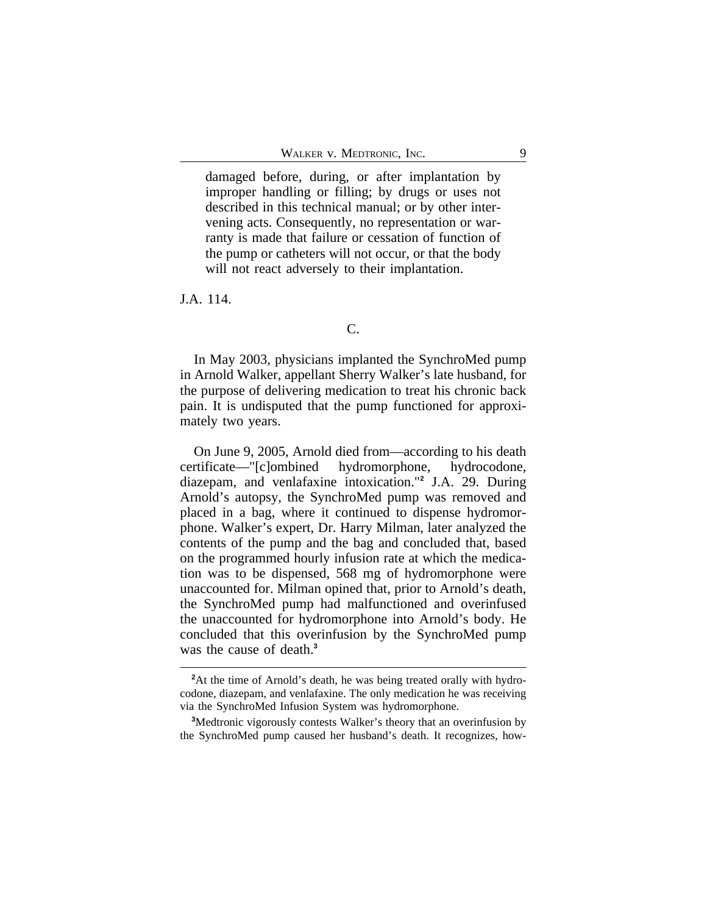> damaged before, during, or after implantation by improper handling or filling; by drugs or uses not described in this technical manual; or by other intervening acts. Consequently, no representation or warranty is made that failure or cessation of function of the pump or catheters will not occur, or that the body will not react adversely to their implantation.

J.A. 114.

### C.

In May 2003, physicians implanted the SynchroMed pump in Arnold Walker, appellant Sherry Walker's late husband, for the purpose of delivering medication to treat his chronic back pain. It is undisputed that the pump functioned for approximately two years.

On June 9, 2005, Arnold died from—according to his death certificate—"[c]ombined hydromorphone, hydrocodone, diazepam, and venlafaxine intoxication."[2] J.A. 29. During Arnold's autopsy, the SynchroMed pump was removed and placed in a bag, where it continued to dispense hydromorphone. Walker's expert, Dr. Harry Milman, later analyzed the contents of the pump and the bag and concluded that, based on the programmed hourly infusion rate at which the medication was to be dispensed, 568 mg of hydromorphone were unaccounted for. Milman opined that, prior to Arnold's death, the SynchroMed pump had malfunctioned and overinfused the unaccounted for hydromorphone into Arnold's body. He concluded that this overinfusion by the SynchroMed pump was the cause of death.[3]

---

[2] At the time of Arnold's death, he was being treated orally with hydrocodone, diazepam, and venlafaxine. The only medication he was receiving via the SynchroMed Infusion System was hydromorphone.

[3] Medtronic vigorously contests Walker's theory that an overinfusion by the SynchroMed pump caused her husband's death. It recognizes, how-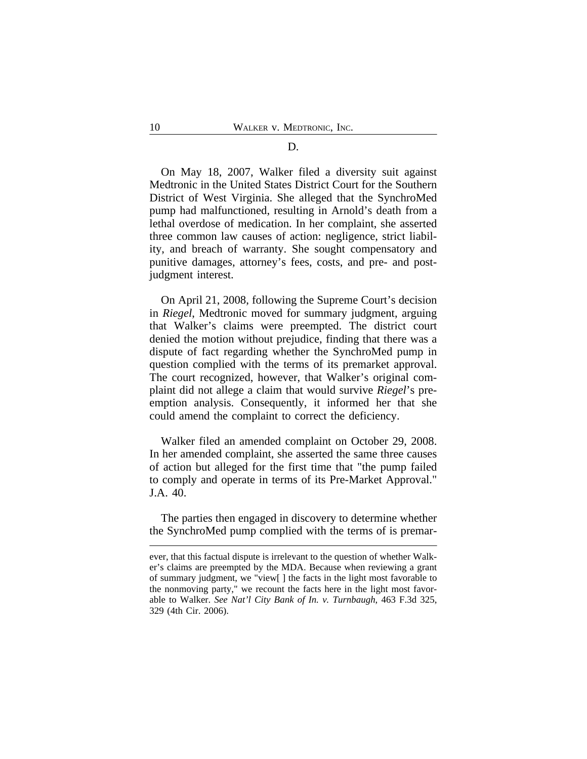### D.

On May 18, 2007, Walker filed a diversity suit against Medtronic in the United States District Court for the Southern District of West Virginia. She alleged that the SynchroMed pump had malfunctioned, resulting in Arnold's death from a lethal overdose of medication. In her complaint, she asserted three common law causes of action: negligence, strict liability, and breach of warranty. She sought compensatory and punitive damages, attorney's fees, costs, and pre- and post-judgment interest.

On April 21, 2008, following the Supreme Court's decision in *Riegel*, Medtronic moved for summary judgment, arguing that Walker's claims were preempted. The district court denied the motion without prejudice, finding that there was a dispute of fact regarding whether the SynchroMed pump in question complied with the terms of its premarket approval. The court recognized, however, that Walker's original complaint did not allege a claim that would survive *Riegel*'s preemption analysis. Consequently, it informed her that she could amend the complaint to correct the deficiency.

Walker filed an amended complaint on October 29, 2008. In her amended complaint, she asserted the same three causes of action but alleged for the first time that "the pump failed to comply and operate in terms of its Pre-Market Approval." J.A. 40.

The parties then engaged in discovery to determine whether the SynchroMed pump complied with the terms of is premar-

---

ever, that this factual dispute is irrelevant to the question of whether Walker's claims are preempted by the MDA. Because when reviewing a grant of summary judgment, we "view[ ] the facts in the light most favorable to the nonmoving party," we recount the facts here in the light most favorable to Walker. *See Nat'l City Bank of In. v. Turnbaugh*, 463 F.3d 325, 329 (4th Cir. 2006).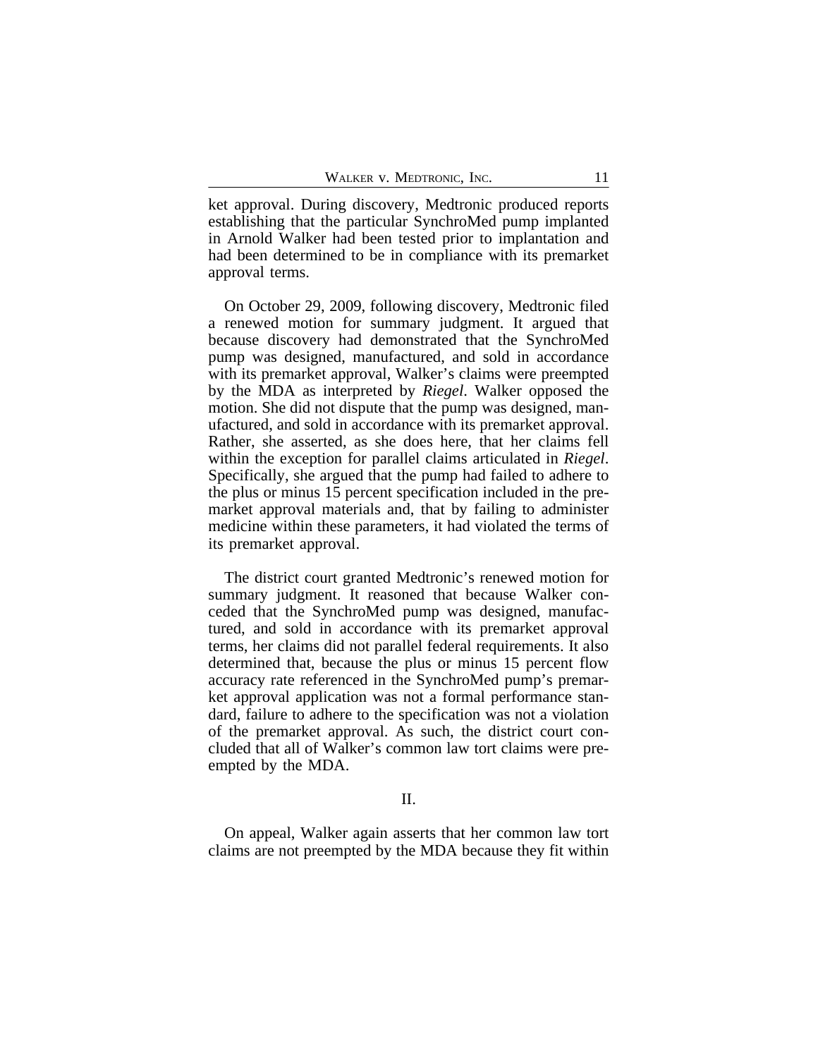ket approval. During discovery, Medtronic produced reports establishing that the particular SynchroMed pump implanted in Arnold Walker had been tested prior to implantation and had been determined to be in compliance with its premarket approval terms.

On October 29, 2009, following discovery, Medtronic filed a renewed motion for summary judgment. It argued that because discovery had demonstrated that the SynchroMed pump was designed, manufactured, and sold in accordance with its premarket approval, Walker's claims were preempted by the MDA as interpreted by *Riegel*. Walker opposed the motion. She did not dispute that the pump was designed, manufactured, and sold in accordance with its premarket approval. Rather, she asserted, as she does here, that her claims fell within the exception for parallel claims articulated in *Riegel*. Specifically, she argued that the pump had failed to adhere to the plus or minus 15 percent specification included in the premarket approval materials and, that by failing to administer medicine within these parameters, it had violated the terms of its premarket approval.

The district court granted Medtronic's renewed motion for summary judgment. It reasoned that because Walker conceded that the SynchroMed pump was designed, manufactured, and sold in accordance with its premarket approval terms, her claims did not parallel federal requirements. It also determined that, because the plus or minus 15 percent flow accuracy rate referenced in the SynchroMed pump's premarket approval application was not a formal performance standard, failure to adhere to the specification was not a violation of the premarket approval. As such, the district court concluded that all of Walker's common law tort claims were preempted by the MDA.

## II.

On appeal, Walker again asserts that her common law tort claims are not preempted by the MDA because they fit within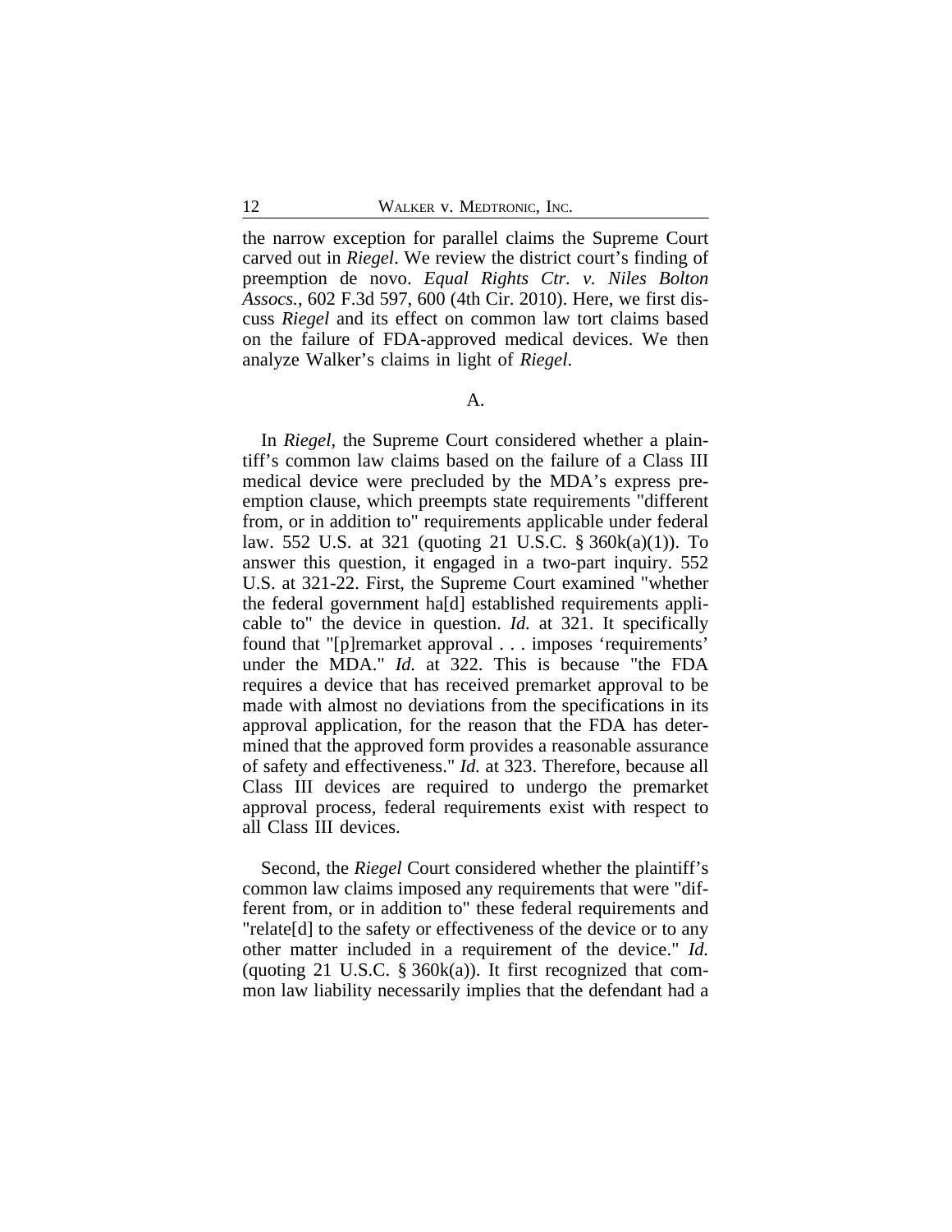the narrow exception for parallel claims the Supreme Court carved out in *Riegel*. We review the district court's finding of preemption de novo. *Equal Rights Ctr. v. Niles Bolton Assocs.*, 602 F.3d 597, 600 (4th Cir. 2010). Here, we first discuss *Riegel* and its effect on common law tort claims based on the failure of FDA-approved medical devices. We then analyze Walker's claims in light of *Riegel*.

A.

In *Riegel*, the Supreme Court considered whether a plaintiff's common law claims based on the failure of a Class III medical device were precluded by the MDA's express preemption clause, which preempts state requirements "different from, or in addition to" requirements applicable under federal law. 552 U.S. at 321 (quoting 21 U.S.C. § 360k(a)(1)). To answer this question, it engaged in a two-part inquiry. 552 U.S. at 321-22. First, the Supreme Court examined "whether the federal government ha[d] established requirements applicable to" the device in question. *Id.* at 321. It specifically found that "[p]remarket approval . . . imposes 'requirements' under the MDA." *Id.* at 322. This is because "the FDA requires a device that has received premarket approval to be made with almost no deviations from the specifications in its approval application, for the reason that the FDA has determined that the approved form provides a reasonable assurance of safety and effectiveness." *Id.* at 323. Therefore, because all Class III devices are required to undergo the premarket approval process, federal requirements exist with respect to all Class III devices.

Second, the *Riegel* Court considered whether the plaintiff's common law claims imposed any requirements that were "different from, or in addition to" these federal requirements and "relate[d] to the safety or effectiveness of the device or to any other matter included in a requirement of the device." *Id.* (quoting 21 U.S.C. § 360k(a)). It first recognized that common law liability necessarily implies that the defendant had a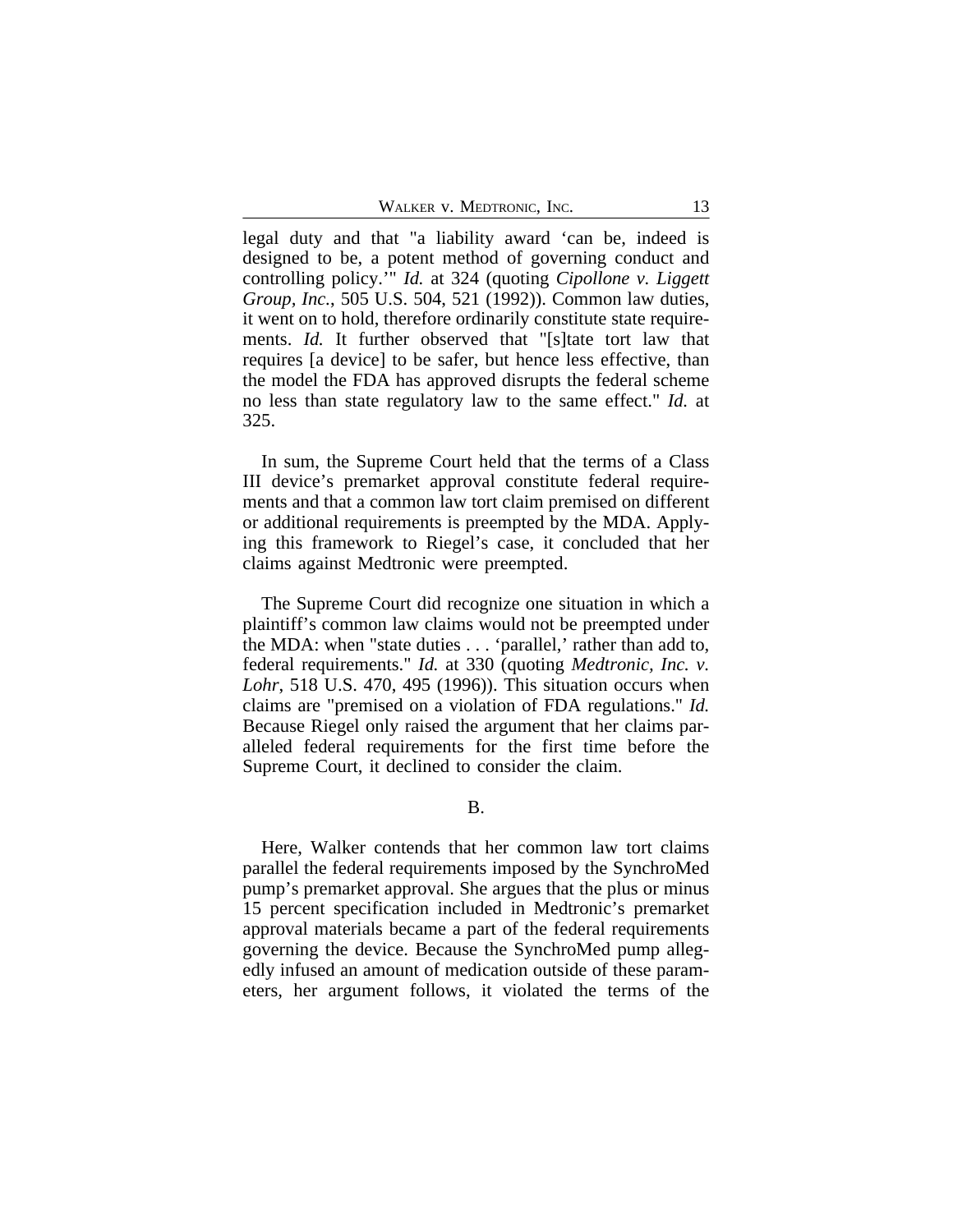legal duty and that "a liability award 'can be, indeed is designed to be, a potent method of governing conduct and controlling policy.'" *Id.* at 324 (quoting *Cipollone v. Liggett Group, Inc.*, 505 U.S. 504, 521 (1992)). Common law duties, it went on to hold, therefore ordinarily constitute state requirements. *Id.* It further observed that "[s]tate tort law that requires [a device] to be safer, but hence less effective, than the model the FDA has approved disrupts the federal scheme no less than state regulatory law to the same effect." *Id.* at 325.

In sum, the Supreme Court held that the terms of a Class III device's premarket approval constitute federal requirements and that a common law tort claim premised on different or additional requirements is preempted by the MDA. Applying this framework to Riegel's case, it concluded that her claims against Medtronic were preempted.

The Supreme Court did recognize one situation in which a plaintiff's common law claims would not be preempted under the MDA: when "state duties . . . 'parallel,' rather than add to, federal requirements." *Id.* at 330 (quoting *Medtronic, Inc. v. Lohr*, 518 U.S. 470, 495 (1996)). This situation occurs when claims are "premised on a violation of FDA regulations." *Id.* Because Riegel only raised the argument that her claims paralleled federal requirements for the first time before the Supreme Court, it declined to consider the claim.

B.

Here, Walker contends that her common law tort claims parallel the federal requirements imposed by the SynchroMed pump's premarket approval. She argues that the plus or minus 15 percent specification included in Medtronic's premarket approval materials became a part of the federal requirements governing the device. Because the SynchroMed pump allegedly infused an amount of medication outside of these parameters, her argument follows, it violated the terms of the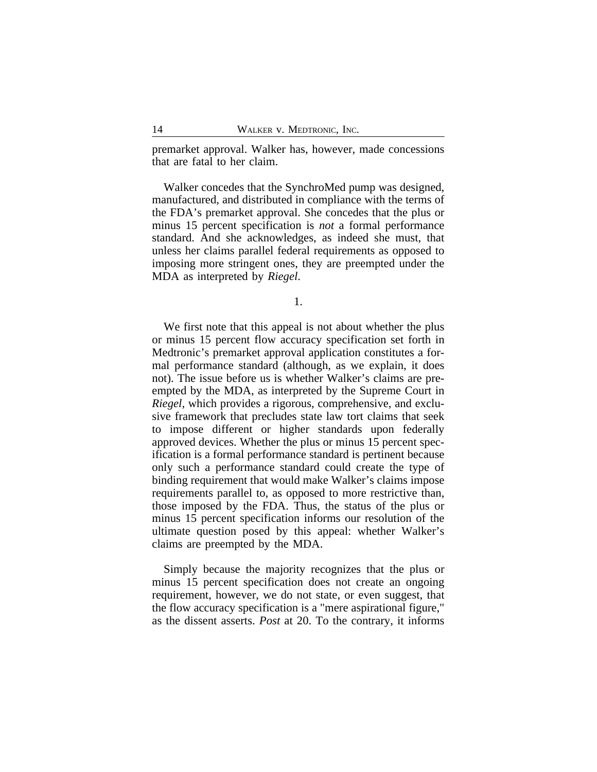premarket approval. Walker has, however, made concessions that are fatal to her claim.

Walker concedes that the SynchroMed pump was designed, manufactured, and distributed in compliance with the terms of the FDA's premarket approval. She concedes that the plus or minus 15 percent specification is *not* a formal performance standard. And she acknowledges, as indeed she must, that unless her claims parallel federal requirements as opposed to imposing more stringent ones, they are preempted under the MDA as interpreted by *Riegel*.

1.

We first note that this appeal is not about whether the plus or minus 15 percent flow accuracy specification set forth in Medtronic's premarket approval application constitutes a formal performance standard (although, as we explain, it does not). The issue before us is whether Walker's claims are preempted by the MDA, as interpreted by the Supreme Court in *Riegel*, which provides a rigorous, comprehensive, and exclusive framework that precludes state law tort claims that seek to impose different or higher standards upon federally approved devices. Whether the plus or minus 15 percent specification is a formal performance standard is pertinent because only such a performance standard could create the type of binding requirement that would make Walker's claims impose requirements parallel to, as opposed to more restrictive than, those imposed by the FDA. Thus, the status of the plus or minus 15 percent specification informs our resolution of the ultimate question posed by this appeal: whether Walker's claims are preempted by the MDA.

Simply because the majority recognizes that the plus or minus 15 percent specification does not create an ongoing requirement, however, we do not state, or even suggest, that the flow accuracy specification is a "mere aspirational figure," as the dissent asserts. *Post* at 20. To the contrary, it informs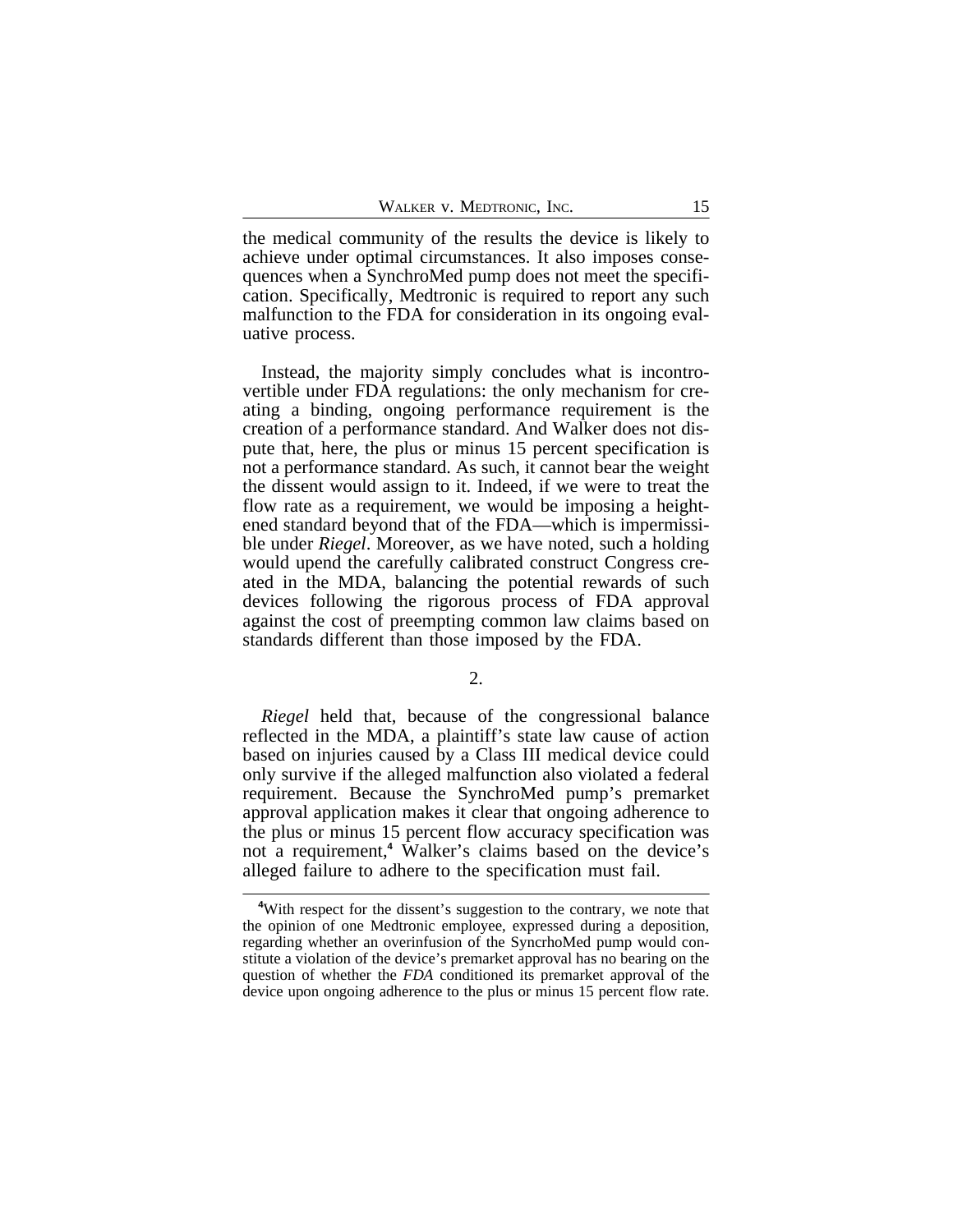the medical community of the results the device is likely to achieve under optimal circumstances. It also imposes consequences when a SynchroMed pump does not meet the specification. Specifically, Medtronic is required to report any such malfunction to the FDA for consideration in its ongoing evaluative process.

Instead, the majority simply concludes what is incontrovertible under FDA regulations: the only mechanism for creating a binding, ongoing performance requirement is the creation of a performance standard. And Walker does not dispute that, here, the plus or minus 15 percent specification is not a performance standard. As such, it cannot bear the weight the dissent would assign to it. Indeed, if we were to treat the flow rate as a requirement, we would be imposing a heightened standard beyond that of the FDA—which is impermissible under *Riegel*. Moreover, as we have noted, such a holding would upend the carefully calibrated construct Congress created in the MDA, balancing the potential rewards of such devices following the rigorous process of FDA approval against the cost of preempting common law claims based on standards different than those imposed by the FDA.

2.

*Riegel* held that, because of the congressional balance reflected in the MDA, a plaintiff's state law cause of action based on injuries caused by a Class III medical device could only survive if the alleged malfunction also violated a federal requirement. Because the SynchroMed pump's premarket approval application makes it clear that ongoing adherence to the plus or minus 15 percent flow accuracy specification was not a requirement,[4] Walker's claims based on the device's alleged failure to adhere to the specification must fail.

---

[4]With respect for the dissent's suggestion to the contrary, we note that the opinion of one Medtronic employee, expressed during a deposition, regarding whether an overinfusion of the SyncrhoMed pump would constitute a violation of the device's premarket approval has no bearing on the question of whether the *FDA* conditioned its premarket approval of the device upon ongoing adherence to the plus or minus 15 percent flow rate.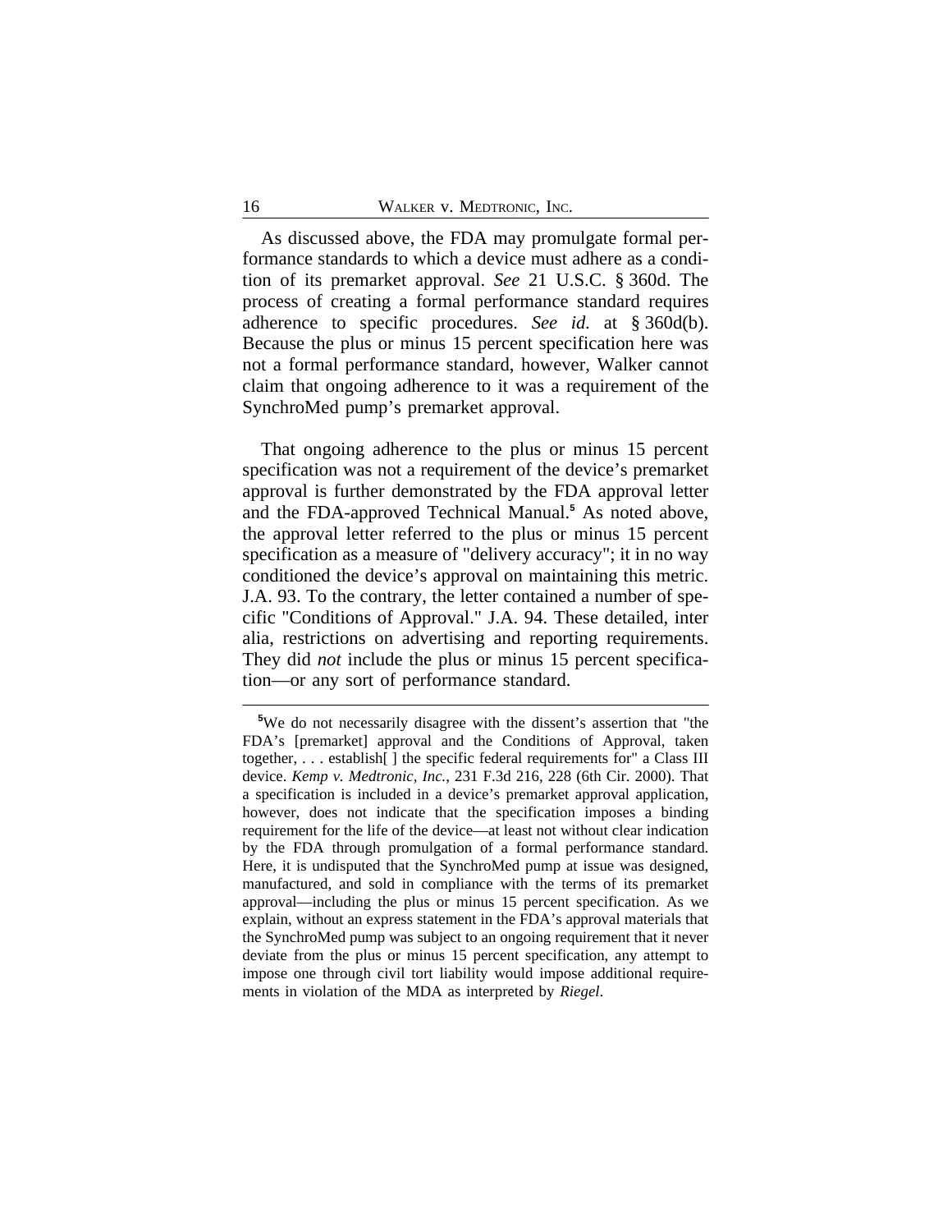As discussed above, the FDA may promulgate formal performance standards to which a device must adhere as a condition of its premarket approval. *See* 21 U.S.C. § 360d. The process of creating a formal performance standard requires adherence to specific procedures. *See id.* at § 360d(b). Because the plus or minus 15 percent specification here was not a formal performance standard, however, Walker cannot claim that ongoing adherence to it was a requirement of the SynchroMed pump's premarket approval.

That ongoing adherence to the plus or minus 15 percent specification was not a requirement of the device's premarket approval is further demonstrated by the FDA approval letter and the FDA-approved Technical Manual.[5] As noted above, the approval letter referred to the plus or minus 15 percent specification as a measure of "delivery accuracy"; it in no way conditioned the device's approval on maintaining this metric. J.A. 93. To the contrary, the letter contained a number of specific "Conditions of Approval." J.A. 94. These detailed, inter alia, restrictions on advertising and reporting requirements. They did *not* include the plus or minus 15 percent specification—or any sort of performance standard.

---

[5]We do not necessarily disagree with the dissent's assertion that "the FDA's [premarket] approval and the Conditions of Approval, taken together, . . . establish[ ] the specific federal requirements for" a Class III device. *Kemp v. Medtronic, Inc.*, 231 F.3d 216, 228 (6th Cir. 2000). That a specification is included in a device's premarket approval application, however, does not indicate that the specification imposes a binding requirement for the life of the device—at least not without clear indication by the FDA through promulgation of a formal performance standard. Here, it is undisputed that the SynchroMed pump at issue was designed, manufactured, and sold in compliance with the terms of its premarket approval—including the plus or minus 15 percent specification. As we explain, without an express statement in the FDA's approval materials that the SynchroMed pump was subject to an ongoing requirement that it never deviate from the plus or minus 15 percent specification, any attempt to impose one through civil tort liability would impose additional requirements in violation of the MDA as interpreted by *Riegel*.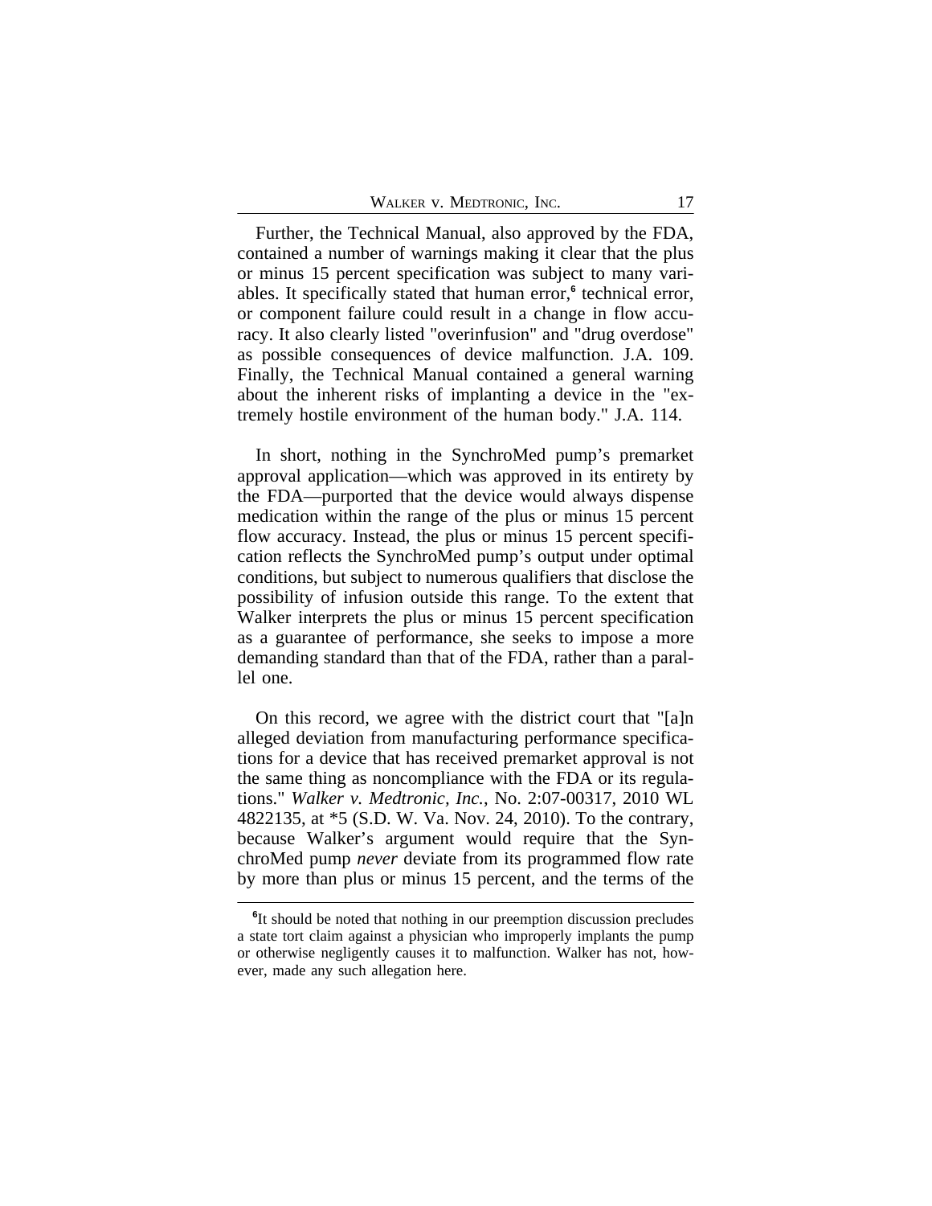Further, the Technical Manual, also approved by the FDA, contained a number of warnings making it clear that the plus or minus 15 percent specification was subject to many variables. It specifically stated that human error,[6] technical error, or component failure could result in a change in flow accuracy. It also clearly listed "overinfusion" and "drug overdose" as possible consequences of device malfunction. J.A. 109. Finally, the Technical Manual contained a general warning about the inherent risks of implanting a device in the "extremely hostile environment of the human body." J.A. 114.

In short, nothing in the SynchroMed pump's premarket approval application—which was approved in its entirety by the FDA—purported that the device would always dispense medication within the range of the plus or minus 15 percent flow accuracy. Instead, the plus or minus 15 percent specification reflects the SynchroMed pump's output under optimal conditions, but subject to numerous qualifiers that disclose the possibility of infusion outside this range. To the extent that Walker interprets the plus or minus 15 percent specification as a guarantee of performance, she seeks to impose a more demanding standard than that of the FDA, rather than a parallel one.

On this record, we agree with the district court that "[a]n alleged deviation from manufacturing performance specifications for a device that has received premarket approval is not the same thing as noncompliance with the FDA or its regulations." *Walker v. Medtronic, Inc.*, No. 2:07-00317, 2010 WL 4822135, at *5 (S.D. W. Va. Nov. 24, 2010). To the contrary, because Walker's argument would require that the SynchroMed pump *never* deviate from its programmed flow rate by more than plus or minus 15 percent, and the terms of the

[6]It should be noted that nothing in our preemption discussion precludes a state tort claim against a physician who improperly implants the pump or otherwise negligently causes it to malfunction. Walker has not, however, made any such allegation here.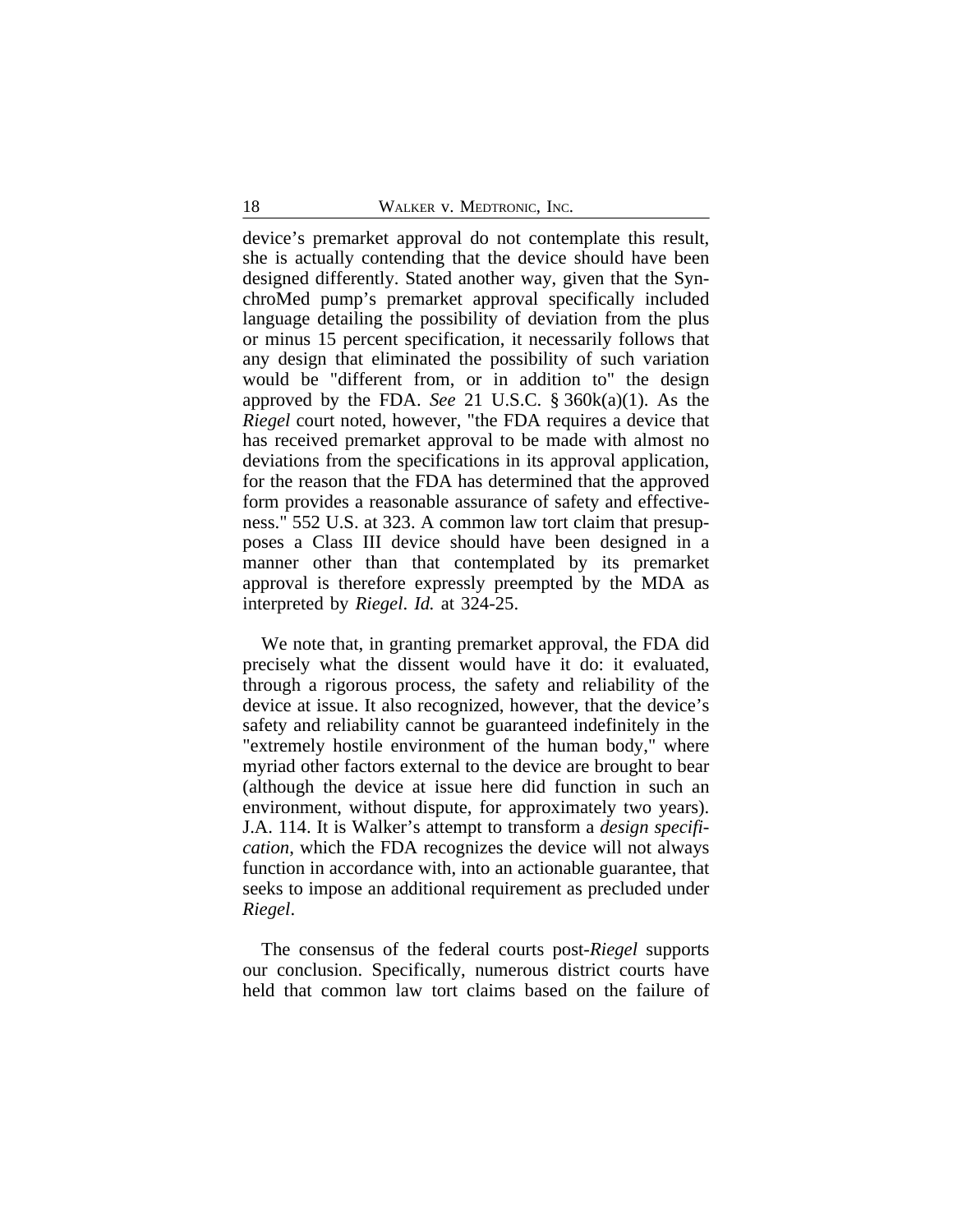device's premarket approval do not contemplate this result, she is actually contending that the device should have been designed differently. Stated another way, given that the SynchroMed pump's premarket approval specifically included language detailing the possibility of deviation from the plus or minus 15 percent specification, it necessarily follows that any design that eliminated the possibility of such variation would be "different from, or in addition to" the design approved by the FDA. *See* 21 U.S.C. § 360k(a)(1). As the *Riegel* court noted, however, "the FDA requires a device that has received premarket approval to be made with almost no deviations from the specifications in its approval application, for the reason that the FDA has determined that the approved form provides a reasonable assurance of safety and effectiveness." 552 U.S. at 323. A common law tort claim that presupposes a Class III device should have been designed in a manner other than that contemplated by its premarket approval is therefore expressly preempted by the MDA as interpreted by *Riegel*. *Id.* at 324-25.

We note that, in granting premarket approval, the FDA did precisely what the dissent would have it do: it evaluated, through a rigorous process, the safety and reliability of the device at issue. It also recognized, however, that the device's safety and reliability cannot be guaranteed indefinitely in the "extremely hostile environment of the human body," where myriad other factors external to the device are brought to bear (although the device at issue here did function in such an environment, without dispute, for approximately two years). J.A. 114. It is Walker's attempt to transform a *design specification*, which the FDA recognizes the device will not always function in accordance with, into an actionable guarantee, that seeks to impose an additional requirement as precluded under *Riegel*.

The consensus of the federal courts post-*Riegel* supports our conclusion. Specifically, numerous district courts have held that common law tort claims based on the failure of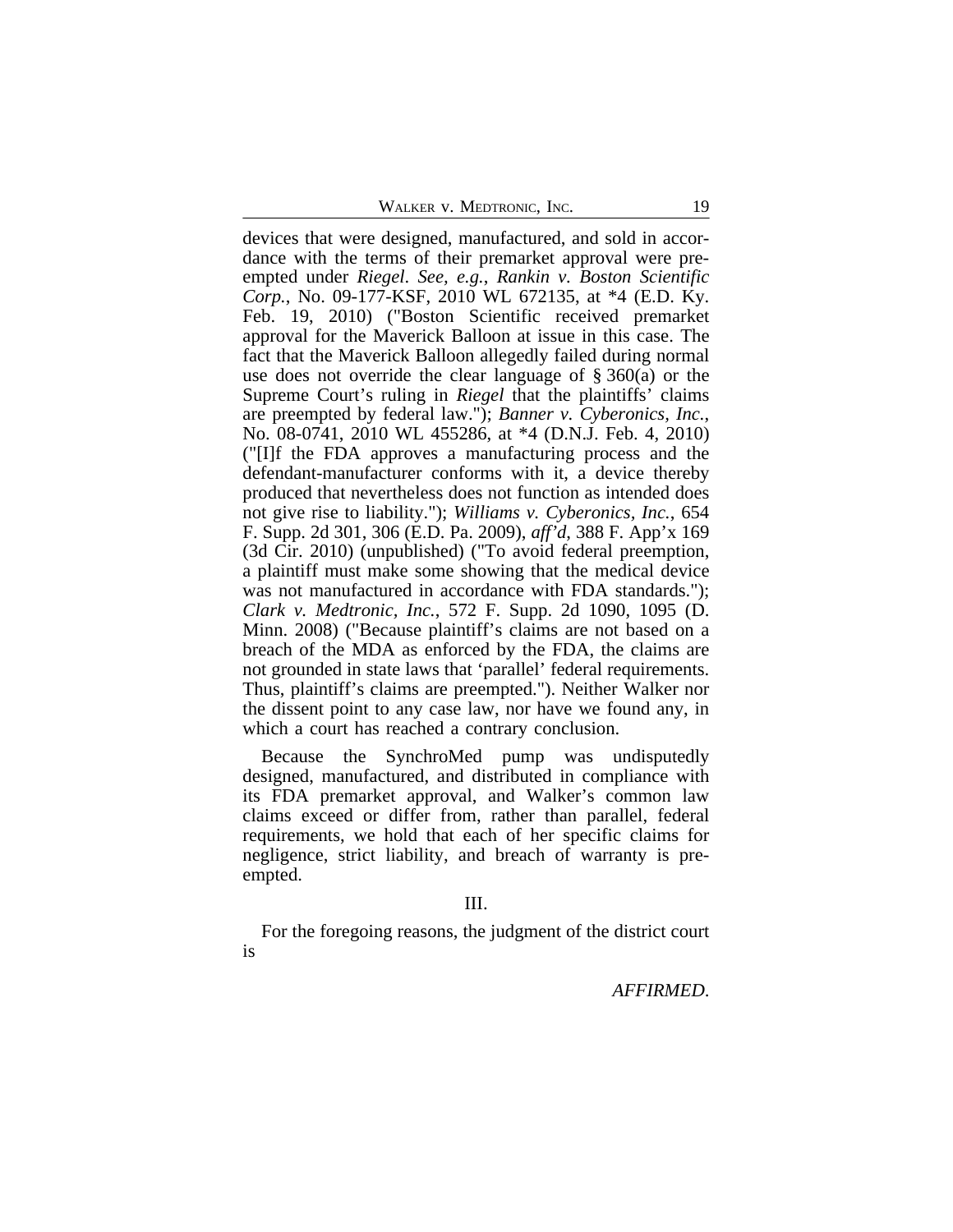devices that were designed, manufactured, and sold in accordance with the terms of their premarket approval were preempted under *Riegel*. *See, e.g.*, *Rankin v. Boston Scientific Corp.*, No. 09-177-KSF, 2010 WL 672135, at *4 (E.D. Ky. Feb. 19, 2010) ("Boston Scientific received premarket approval for the Maverick Balloon at issue in this case. The fact that the Maverick Balloon allegedly failed during normal use does not override the clear language of § 360(a) or the Supreme Court's ruling in *Riegel* that the plaintiffs' claims are preempted by federal law."); *Banner v. Cyberonics, Inc.*, No. 08-0741, 2010 WL 455286, at *4 (D.N.J. Feb. 4, 2010) ("[I]f the FDA approves a manufacturing process and the defendant-manufacturer conforms with it, a device thereby produced that nevertheless does not function as intended does not give rise to liability."); *Williams v. Cyberonics, Inc.*, 654 F. Supp. 2d 301, 306 (E.D. Pa. 2009), *aff'd*, 388 F. App'x 169 (3d Cir. 2010) (unpublished) ("To avoid federal preemption, a plaintiff must make some showing that the medical device was not manufactured in accordance with FDA standards."); *Clark v. Medtronic, Inc.*, 572 F. Supp. 2d 1090, 1095 (D. Minn. 2008) ("Because plaintiff's claims are not based on a breach of the MDA as enforced by the FDA, the claims are not grounded in state laws that 'parallel' federal requirements. Thus, plaintiff's claims are preempted."). Neither Walker nor the dissent point to any case law, nor have we found any, in which a court has reached a contrary conclusion.

Because the SynchroMed pump was undisputedly designed, manufactured, and distributed in compliance with its FDA premarket approval, and Walker's common law claims exceed or differ from, rather than parallel, federal requirements, we hold that each of her specific claims for negligence, strict liability, and breach of warranty is preempted.

III.

For the foregoing reasons, the judgment of the district court is

*AFFIRMED.*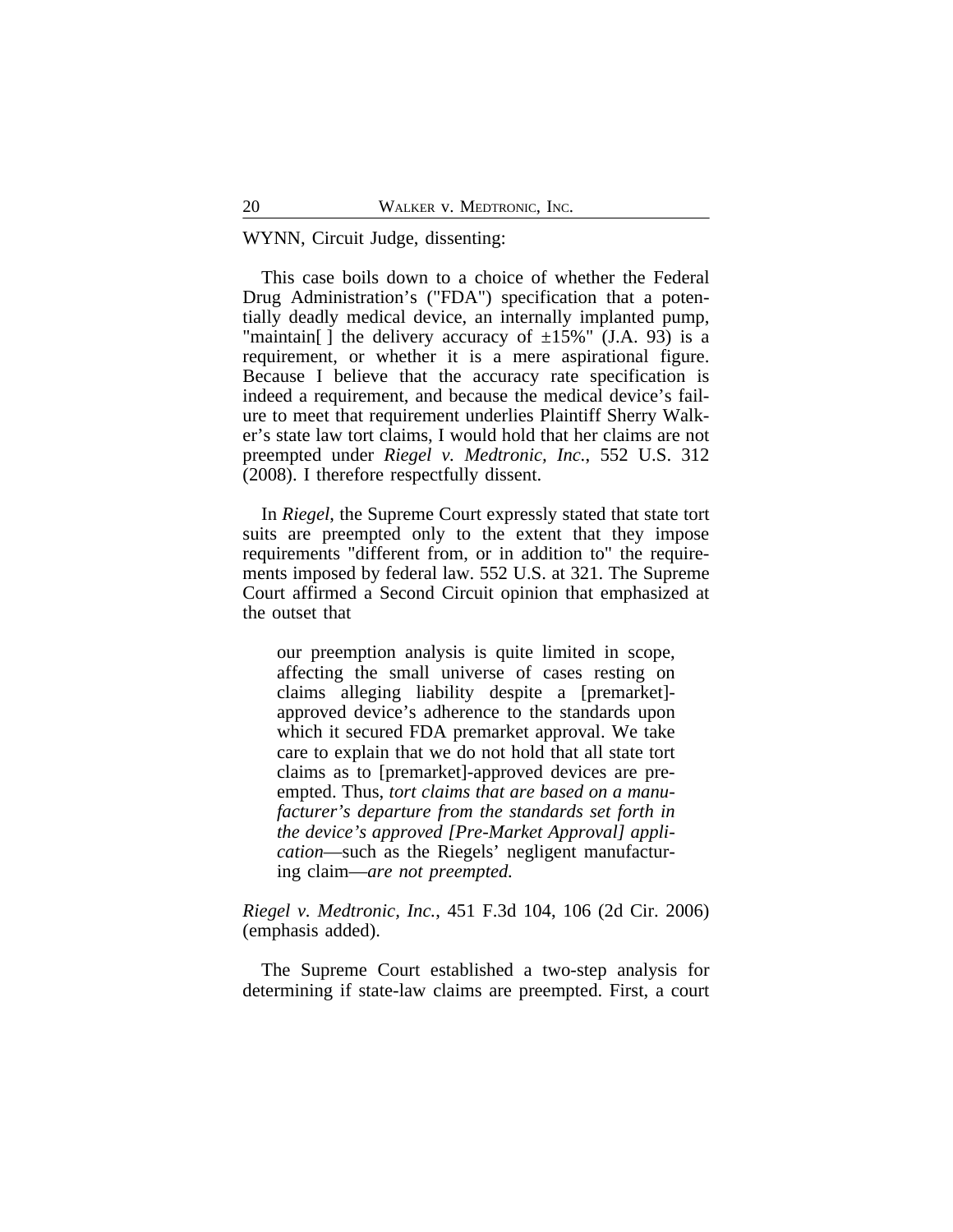WYNN, Circuit Judge, dissenting:

This case boils down to a choice of whether the Federal Drug Administration's ("FDA") specification that a potentially deadly medical device, an internally implanted pump, "maintain[ ] the delivery accuracy of ±15%" (J.A. 93) is a requirement, or whether it is a mere aspirational figure. Because I believe that the accuracy rate specification is indeed a requirement, and because the medical device's failure to meet that requirement underlies Plaintiff Sherry Walker's state law tort claims, I would hold that her claims are not preempted under *Riegel v. Medtronic, Inc.*, 552 U.S. 312 (2008). I therefore respectfully dissent.

In *Riegel*, the Supreme Court expressly stated that state tort suits are preempted only to the extent that they impose requirements "different from, or in addition to" the requirements imposed by federal law. 552 U.S. at 321. The Supreme Court affirmed a Second Circuit opinion that emphasized at the outset that

> our preemption analysis is quite limited in scope, affecting the small universe of cases resting on claims alleging liability despite a [premarket]-approved device's adherence to the standards upon which it secured FDA premarket approval. We take care to explain that we do not hold that all state tort claims as to [premarket]-approved devices are preempted. Thus, *tort claims that are based on a manufacturer's departure from the standards set forth in the device's approved [Pre-Market Approval] application*—such as the Riegels' negligent manufacturing claim—*are not preempted.*

*Riegel v. Medtronic, Inc.*, 451 F.3d 104, 106 (2d Cir. 2006) (emphasis added).

The Supreme Court established a two-step analysis for determining if state-law claims are preempted. First, a court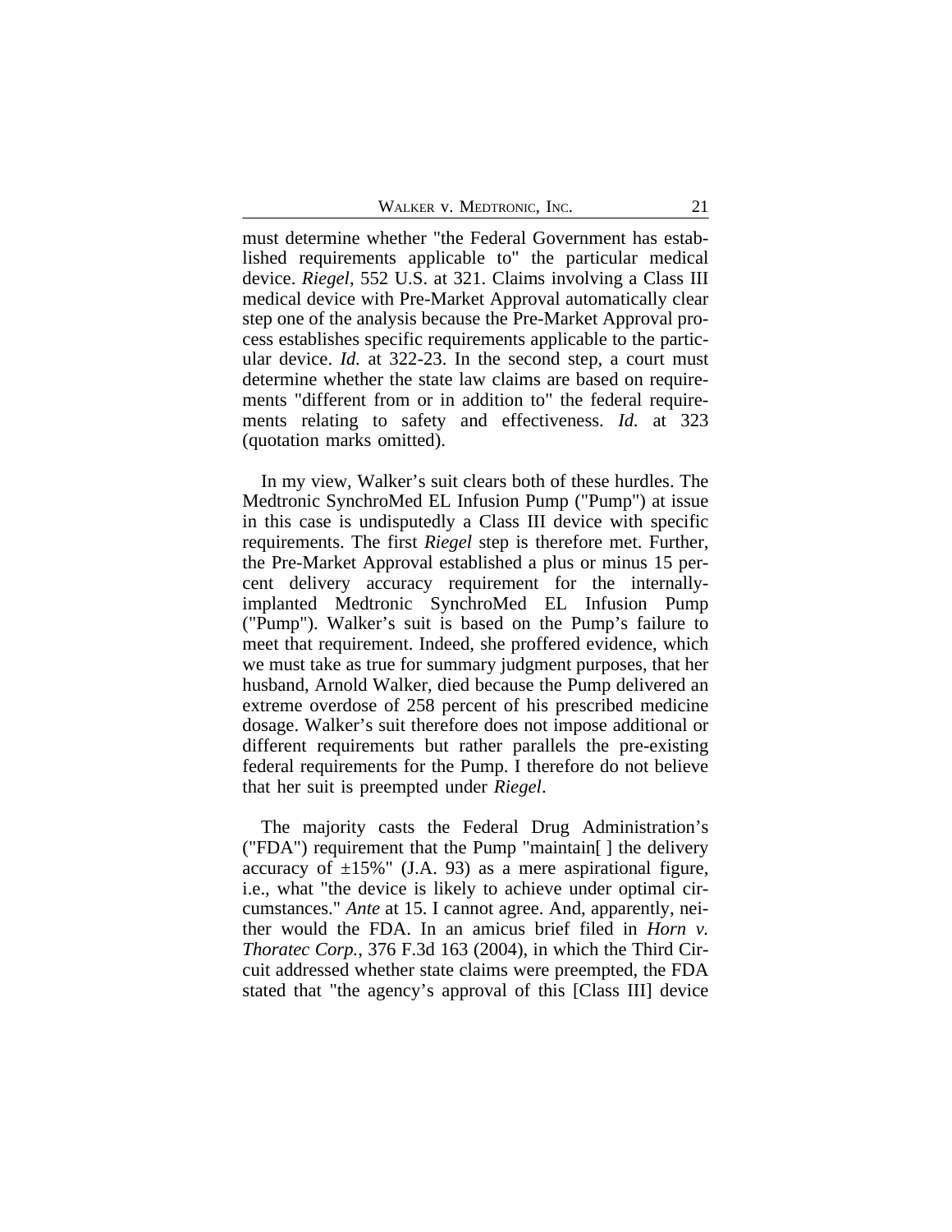must determine whether "the Federal Government has established requirements applicable to" the particular medical device. *Riegel*, 552 U.S. at 321. Claims involving a Class III medical device with Pre-Market Approval automatically clear step one of the analysis because the Pre-Market Approval process establishes specific requirements applicable to the particular device. *Id.* at 322-23. In the second step, a court must determine whether the state law claims are based on requirements "different from or in addition to" the federal requirements relating to safety and effectiveness. *Id.* at 323 (quotation marks omitted).

In my view, Walker's suit clears both of these hurdles. The Medtronic SynchroMed EL Infusion Pump ("Pump") at issue in this case is undisputedly a Class III device with specific requirements. The first *Riegel* step is therefore met. Further, the Pre-Market Approval established a plus or minus 15 percent delivery accuracy requirement for the internally-implanted Medtronic SynchroMed EL Infusion Pump ("Pump"). Walker's suit is based on the Pump's failure to meet that requirement. Indeed, she proffered evidence, which we must take as true for summary judgment purposes, that her husband, Arnold Walker, died because the Pump delivered an extreme overdose of 258 percent of his prescribed medicine dosage. Walker's suit therefore does not impose additional or different requirements but rather parallels the pre-existing federal requirements for the Pump. I therefore do not believe that her suit is preempted under *Riegel*.

The majority casts the Federal Drug Administration's ("FDA") requirement that the Pump "maintain[ ] the delivery accuracy of ±15%" (J.A. 93) as a mere aspirational figure, i.e., what "the device is likely to achieve under optimal circumstances." *Ante* at 15. I cannot agree. And, apparently, neither would the FDA. In an amicus brief filed in *Horn v. Thoratec Corp.*, 376 F.3d 163 (2004), in which the Third Circuit addressed whether state claims were preempted, the FDA stated that "the agency's approval of this [Class III] device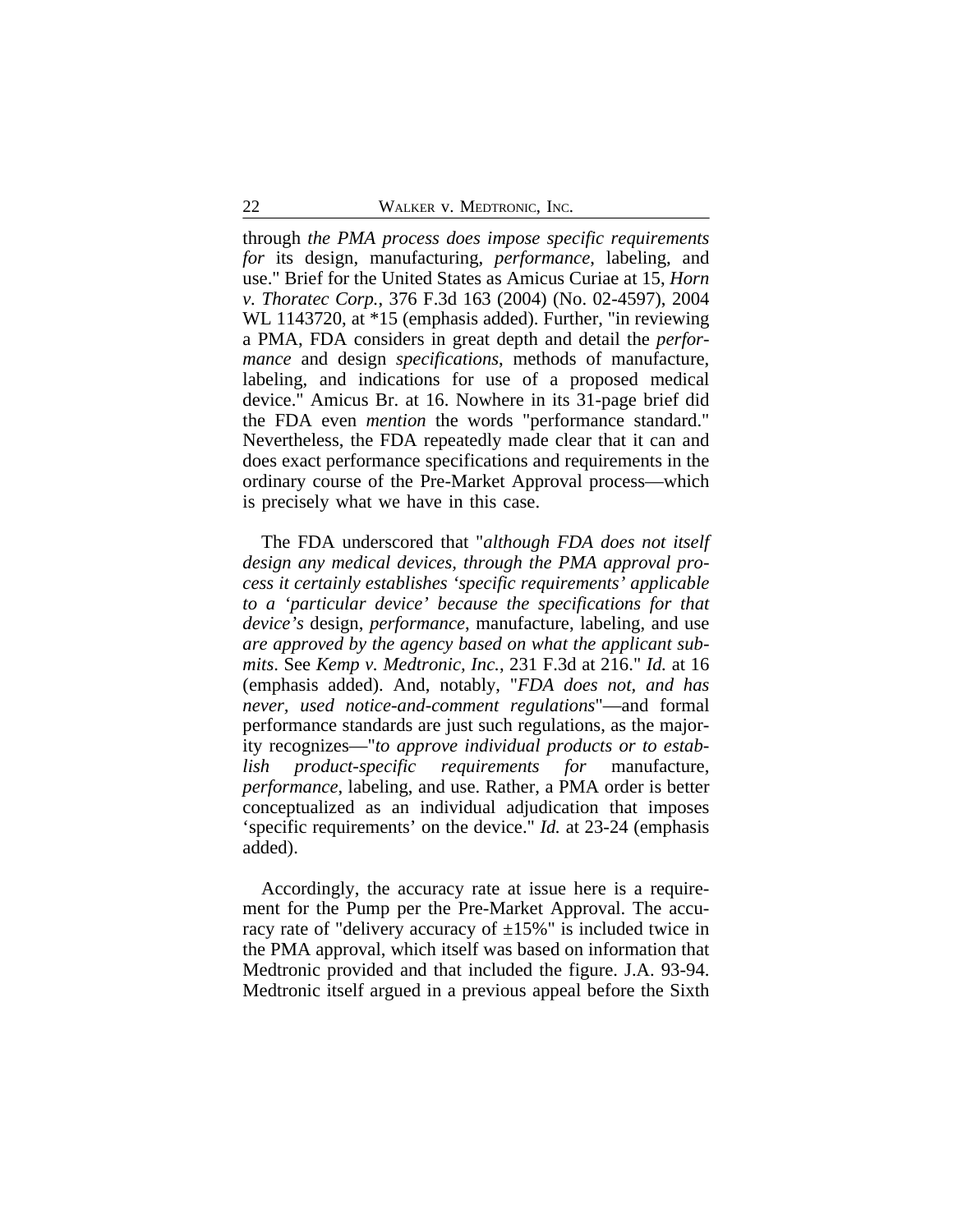through *the PMA process does impose specific requirements for* its design, manufacturing, *performance*, labeling, and use." Brief for the United States as Amicus Curiae at 15, *Horn v. Thoratec Corp.*, 376 F.3d 163 (2004) (No. 02-4597), 2004 WL 1143720, at *15 (emphasis added). Further, "in reviewing a PMA, FDA considers in great depth and detail the *performance* and design *specifications*, methods of manufacture, labeling, and indications for use of a proposed medical device." Amicus Br. at 16. Nowhere in its 31-page brief did the FDA even *mention* the words "performance standard." Nevertheless, the FDA repeatedly made clear that it can and does exact performance specifications and requirements in the ordinary course of the Pre-Market Approval process—which is precisely what we have in this case.

The FDA underscored that "*although FDA does not itself design any medical devices, through the PMA approval process it certainly establishes 'specific requirements' applicable to a 'particular device' because the specifications for that device's* design, *performance*, manufacture, labeling, and use *are approved by the agency based on what the applicant submits*. See *Kemp v. Medtronic, Inc.*, 231 F.3d at 216." *Id.* at 16 (emphasis added). And, notably, "*FDA does not, and has never, used notice-and-comment regulations*"—and formal performance standards are just such regulations, as the majority recognizes—"*to approve individual products or to establish product-specific requirements for* manufacture, *performance*, labeling, and use. Rather, a PMA order is better conceptualized as an individual adjudication that imposes 'specific requirements' on the device." *Id.* at 23-24 (emphasis added).

Accordingly, the accuracy rate at issue here is a requirement for the Pump per the Pre-Market Approval. The accuracy rate of "delivery accuracy of ±15%" is included twice in the PMA approval, which itself was based on information that Medtronic provided and that included the figure. J.A. 93-94. Medtronic itself argued in a previous appeal before the Sixth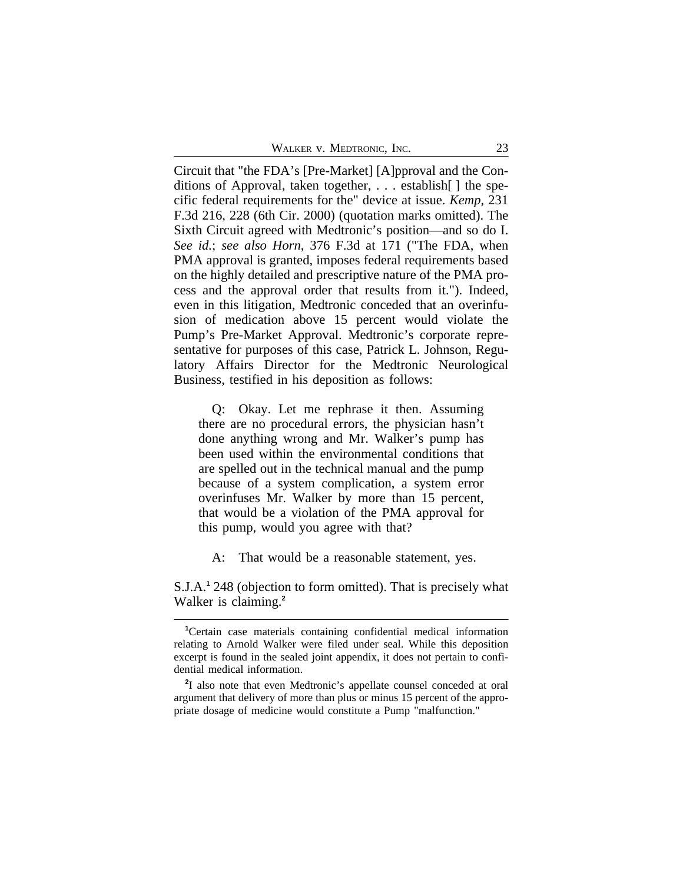Circuit that "the FDA's [Pre-Market] [A]pproval and the Conditions of Approval, taken together, . . . establish[ ] the specific federal requirements for the" device at issue. *Kemp*, 231 F.3d 216, 228 (6th Cir. 2000) (quotation marks omitted). The Sixth Circuit agreed with Medtronic's position—and so do I. *See id.*; *see also Horn*, 376 F.3d at 171 ("The FDA, when PMA approval is granted, imposes federal requirements based on the highly detailed and prescriptive nature of the PMA process and the approval order that results from it."). Indeed, even in this litigation, Medtronic conceded that an overinfusion of medication above 15 percent would violate the Pump's Pre-Market Approval. Medtronic's corporate representative for purposes of this case, Patrick L. Johnson, Regulatory Affairs Director for the Medtronic Neurological Business, testified in his deposition as follows:

> Q: Okay. Let me rephrase it then. Assuming there are no procedural errors, the physician hasn't done anything wrong and Mr. Walker's pump has been used within the environmental conditions that are spelled out in the technical manual and the pump because of a system complication, a system error overinfuses Mr. Walker by more than 15 percent, that would be a violation of the PMA approval for this pump, would you agree with that?
>
> A: That would be a reasonable statement, yes.

S.J.A.[1] 248 (objection to form omitted). That is precisely what Walker is claiming.[2]

---

[1]Certain case materials containing confidential medical information relating to Arnold Walker were filed under seal. While this deposition excerpt is found in the sealed joint appendix, it does not pertain to confidential medical information.

[2]I also note that even Medtronic's appellate counsel conceded at oral argument that delivery of more than plus or minus 15 percent of the appropriate dosage of medicine would constitute a Pump "malfunction."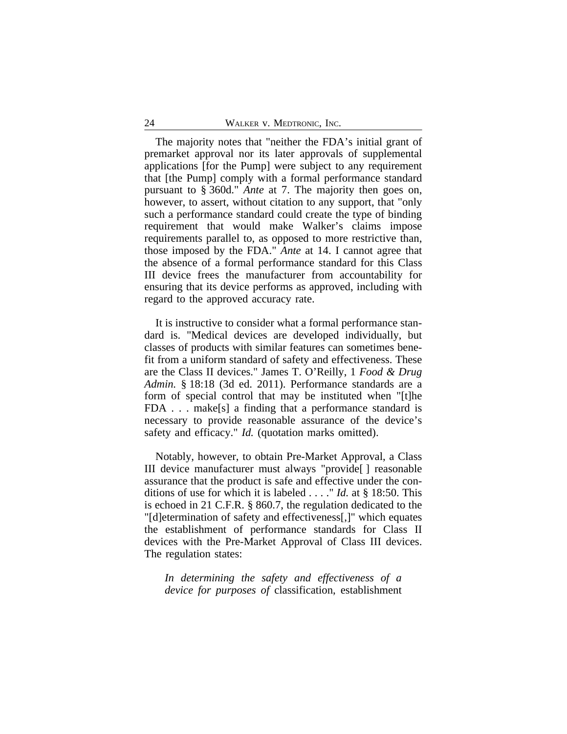The majority notes that "neither the FDA's initial grant of premarket approval nor its later approvals of supplemental applications [for the Pump] were subject to any requirement that [the Pump] comply with a formal performance standard pursuant to § 360d." *Ante* at 7. The majority then goes on, however, to assert, without citation to any support, that "only such a performance standard could create the type of binding requirement that would make Walker's claims impose requirements parallel to, as opposed to more restrictive than, those imposed by the FDA." *Ante* at 14. I cannot agree that the absence of a formal performance standard for this Class III device frees the manufacturer from accountability for ensuring that its device performs as approved, including with regard to the approved accuracy rate.

It is instructive to consider what a formal performance standard is. "Medical devices are developed individually, but classes of products with similar features can sometimes benefit from a uniform standard of safety and effectiveness. These are the Class II devices." James T. O'Reilly, 1 *Food & Drug Admin.* § 18:18 (3d ed. 2011). Performance standards are a form of special control that may be instituted when "[t]he FDA . . . make[s] a finding that a performance standard is necessary to provide reasonable assurance of the device's safety and efficacy." *Id.* (quotation marks omitted).

Notably, however, to obtain Pre-Market Approval, a Class III device manufacturer must always "provide[ ] reasonable assurance that the product is safe and effective under the conditions of use for which it is labeled . . . ." *Id.* at § 18:50. This is echoed in 21 C.F.R. § 860.7, the regulation dedicated to the "[d]etermination of safety and effectiveness[,]" which equates the establishment of performance standards for Class II devices with the Pre-Market Approval of Class III devices. The regulation states:

> *In determining the safety and effectiveness of a device for purposes of* classification, establishment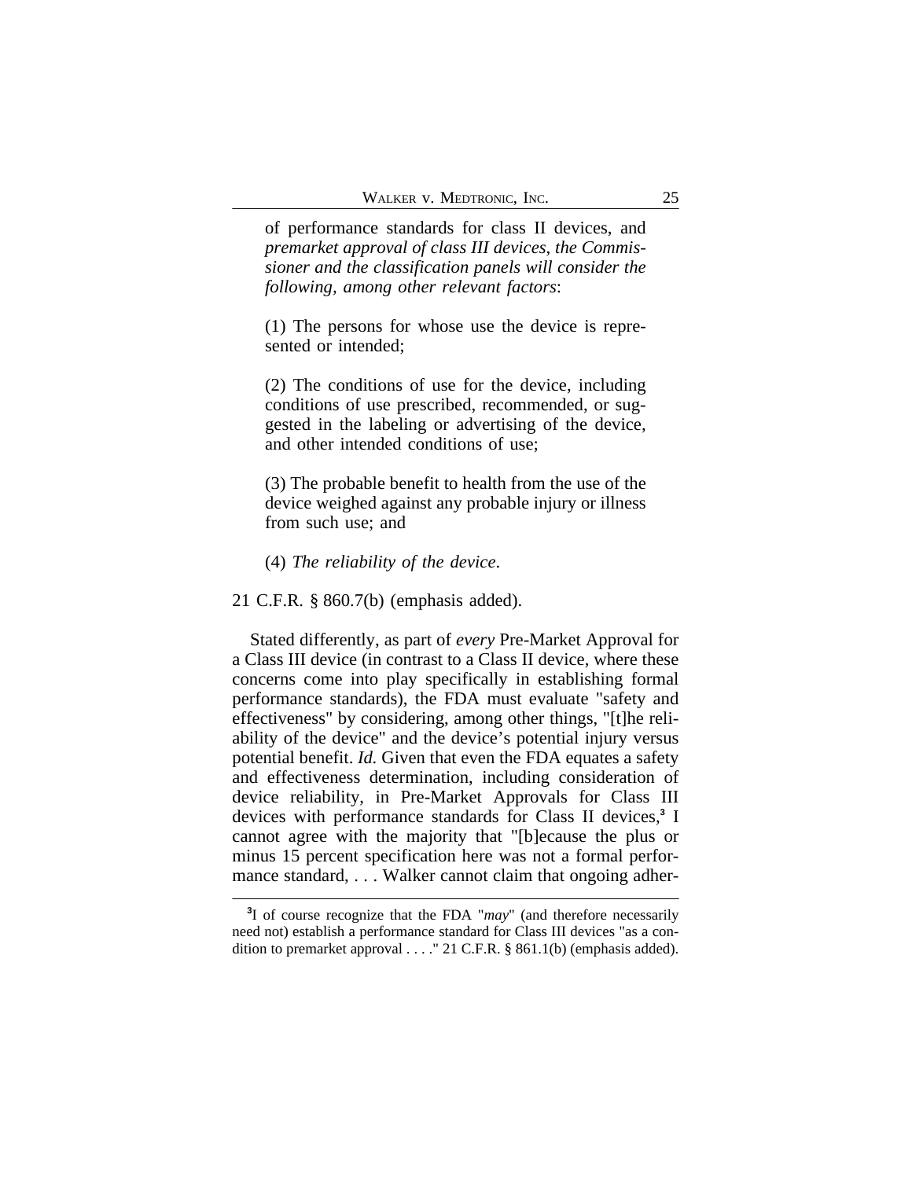of performance standards for class II devices, and *premarket approval of class III devices, the Commissioner and the classification panels will consider the following, among other relevant factors*:

> (1) The persons for whose use the device is represented or intended;
>
> (2) The conditions of use for the device, including conditions of use prescribed, recommended, or suggested in the labeling or advertising of the device, and other intended conditions of use;
>
> (3) The probable benefit to health from the use of the device weighed against any probable injury or illness from such use; and
>
> (4) *The reliability of the device*.

21 C.F.R. § 860.7(b) (emphasis added).

Stated differently, as part of *every* Pre-Market Approval for a Class III device (in contrast to a Class II device, where these concerns come into play specifically in establishing formal performance standards), the FDA must evaluate "safety and effectiveness" by considering, among other things, "[t]he reliability of the device" and the device's potential injury versus potential benefit. *Id.* Given that even the FDA equates a safety and effectiveness determination, including consideration of device reliability, in Pre-Market Approvals for Class III devices with performance standards for Class II devices,[3] I cannot agree with the majority that "[b]ecause the plus or minus 15 percent specification here was not a formal performance standard, . . . Walker cannot claim that ongoing adher-

[3] I of course recognize that the FDA "*may*" (and therefore necessarily need not) establish a performance standard for Class III devices "as a condition to premarket approval . . . ." 21 C.F.R. § 861.1(b) (emphasis added).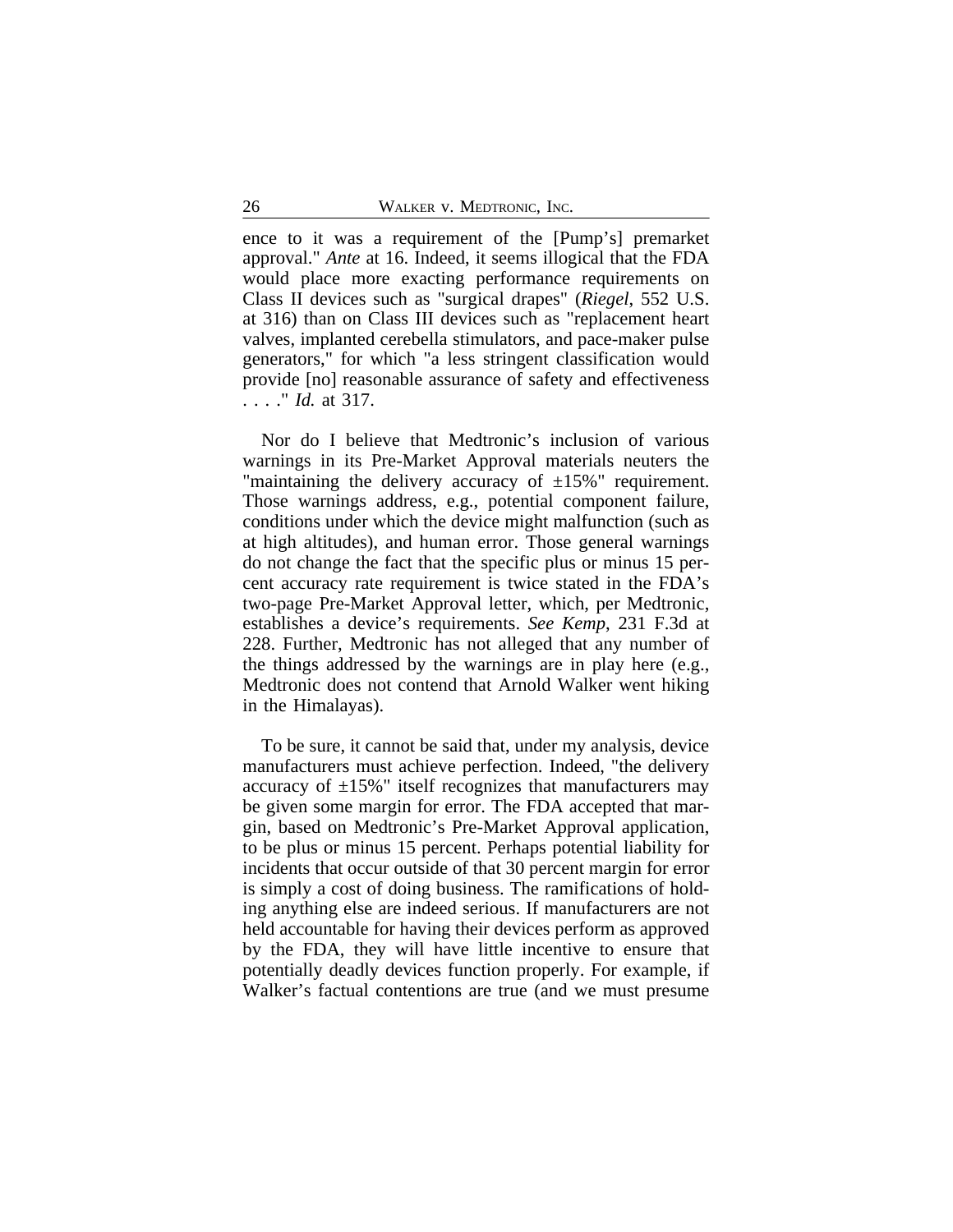ence to it was a requirement of the [Pump's] premarket approval." *Ante* at 16. Indeed, it seems illogical that the FDA would place more exacting performance requirements on Class II devices such as "surgical drapes" (*Riegel*, 552 U.S. at 316) than on Class III devices such as "replacement heart valves, implanted cerebella stimulators, and pace-maker pulse generators," for which "a less stringent classification would provide [no] reasonable assurance of safety and effectiveness . . . ." *Id.* at 317.

Nor do I believe that Medtronic's inclusion of various warnings in its Pre-Market Approval materials neuters the "maintaining the delivery accuracy of ±15%" requirement. Those warnings address, e.g., potential component failure, conditions under which the device might malfunction (such as at high altitudes), and human error. Those general warnings do not change the fact that the specific plus or minus 15 percent accuracy rate requirement is twice stated in the FDA's two-page Pre-Market Approval letter, which, per Medtronic, establishes a device's requirements. *See Kemp*, 231 F.3d at 228. Further, Medtronic has not alleged that any number of the things addressed by the warnings are in play here (e.g., Medtronic does not contend that Arnold Walker went hiking in the Himalayas).

To be sure, it cannot be said that, under my analysis, device manufacturers must achieve perfection. Indeed, "the delivery accuracy of ±15%" itself recognizes that manufacturers may be given some margin for error. The FDA accepted that margin, based on Medtronic's Pre-Market Approval application, to be plus or minus 15 percent. Perhaps potential liability for incidents that occur outside of that 30 percent margin for error is simply a cost of doing business. The ramifications of holding anything else are indeed serious. If manufacturers are not held accountable for having their devices perform as approved by the FDA, they will have little incentive to ensure that potentially deadly devices function properly. For example, if Walker's factual contentions are true (and we must presume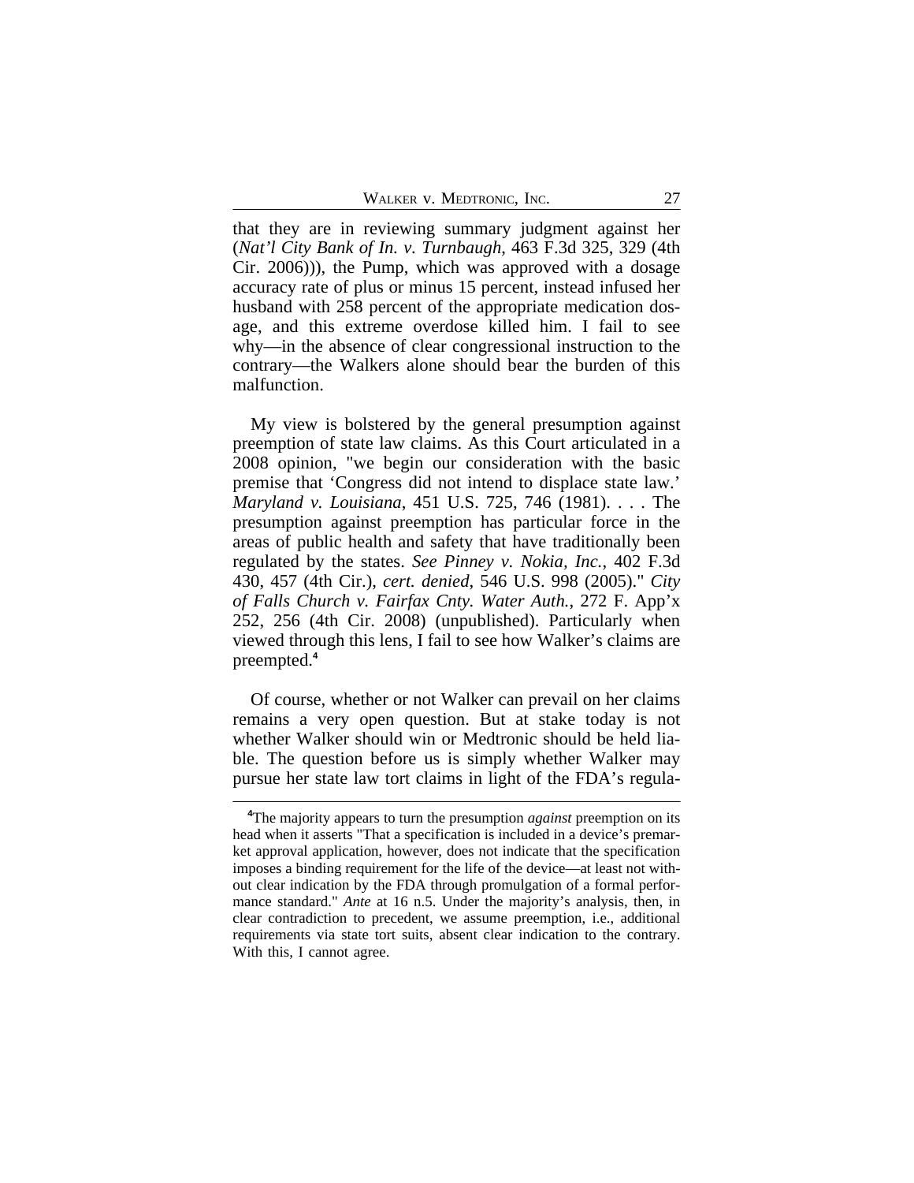that they are in reviewing summary judgment against her (*Nat'l City Bank of In. v. Turnbaugh*, 463 F.3d 325, 329 (4th Cir. 2006))), the Pump, which was approved with a dosage accuracy rate of plus or minus 15 percent, instead infused her husband with 258 percent of the appropriate medication dosage, and this extreme overdose killed him. I fail to see why—in the absence of clear congressional instruction to the contrary—the Walkers alone should bear the burden of this malfunction.

My view is bolstered by the general presumption against preemption of state law claims. As this Court articulated in a 2008 opinion, "we begin our consideration with the basic premise that 'Congress did not intend to displace state law.' *Maryland v. Louisiana*, 451 U.S. 725, 746 (1981). . . . The presumption against preemption has particular force in the areas of public health and safety that have traditionally been regulated by the states. *See Pinney v. Nokia, Inc.*, 402 F.3d 430, 457 (4th Cir.), *cert. denied*, 546 U.S. 998 (2005)." *City of Falls Church v. Fairfax Cnty. Water Auth.*, 272 F. App'x 252, 256 (4th Cir. 2008) (unpublished). Particularly when viewed through this lens, I fail to see how Walker's claims are preempted.[4]

Of course, whether or not Walker can prevail on her claims remains a very open question. But at stake today is not whether Walker should win or Medtronic should be held liable. The question before us is simply whether Walker may pursue her state law tort claims in light of the FDA's regula-

---

[4]The majority appears to turn the presumption *against* preemption on its head when it asserts "That a specification is included in a device's premarket approval application, however, does not indicate that the specification imposes a binding requirement for the life of the device—at least not without clear indication by the FDA through promulgation of a formal performance standard." *Ante* at 16 n.5. Under the majority's analysis, then, in clear contradiction to precedent, we assume preemption, i.e., additional requirements via state tort suits, absent clear indication to the contrary. With this, I cannot agree.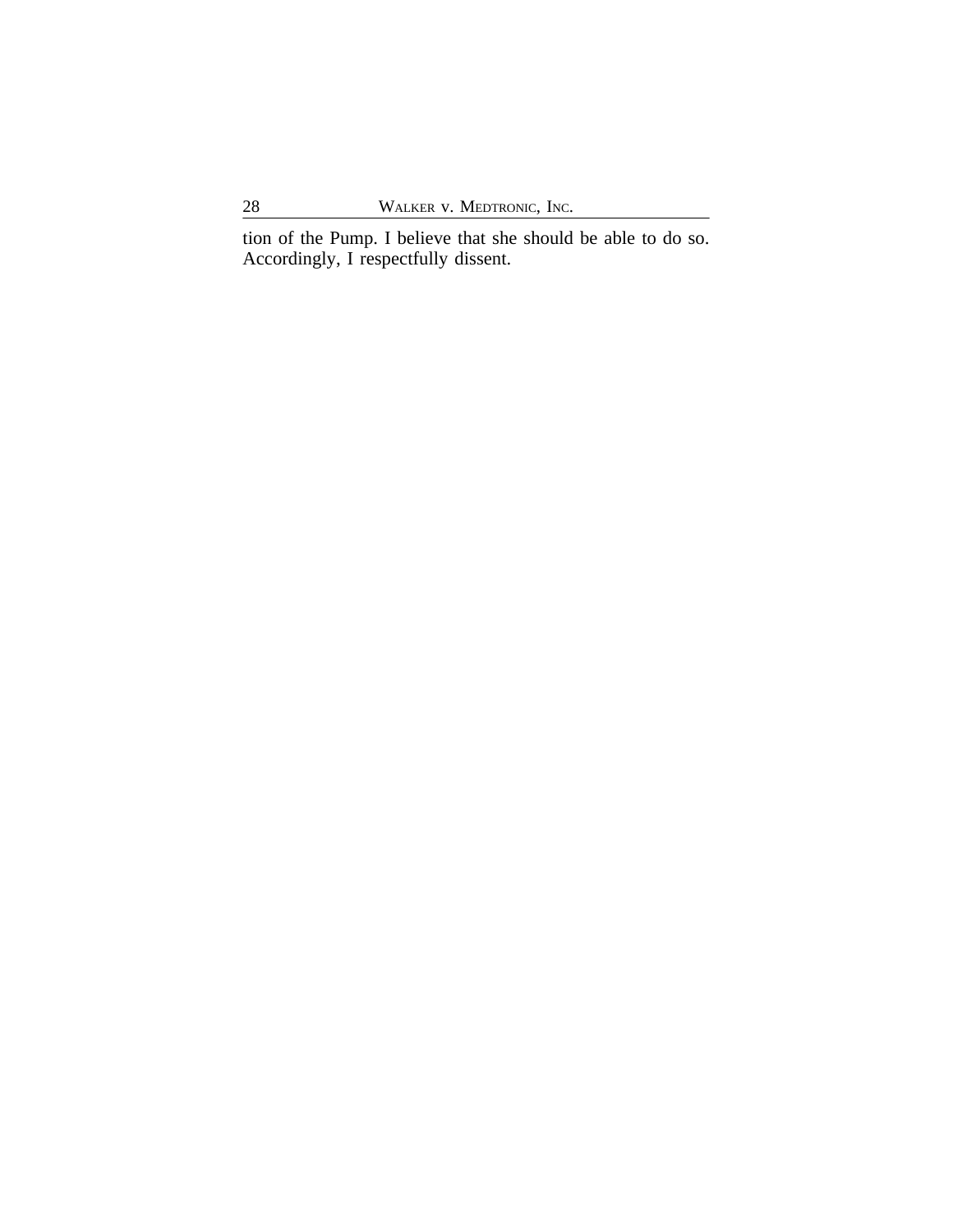tion of the Pump. I believe that she should be able to do so. Accordingly, I respectfully dissent.